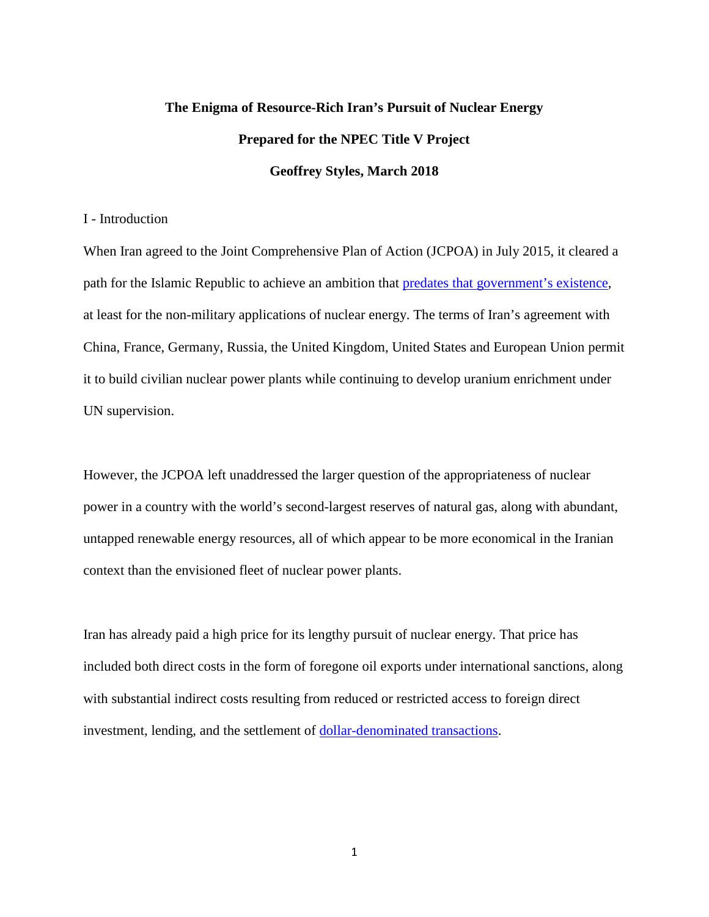# The Enigma of Resource-Rich Iran's Pursuit of Nuclear Energy

**Prepared for the NPEC Title V Project**

**Geoffrey Styles, March 2018**

## I - Introduction

When Iran agreed to the Joint Comprehensive Plan of Action (JCPOA) in July 2015, it cleared a path for the Islamic Republic to achieve an ambition that predates that government's existence, at least for the non-military applications of nuclear energy. The terms of Iran's agreement with China, France, Germany, Russia, the United Kingdom, United States and European Union permit it to build civilian nuclear power plants while continuing to develop uranium enrichment under UN supervision.

However, the JCPOA left unaddressed the larger question of the appropriateness of nuclear power in a country with the world's second-largest reserves of natural gas, along with abundant, untapped renewable energy resources, all of which appear to be more economical in the Iranian context than the envisioned fleet of nuclear power plants.

Iran has already paid a high price for its lengthy pursuit of nuclear energy. That price has included both direct costs in the form of foregone oil exports under international sanctions, along with substantial indirect costs resulting from reduced or restricted access to foreign direct investment, lending, and the settlement of dollar-denominated transactions.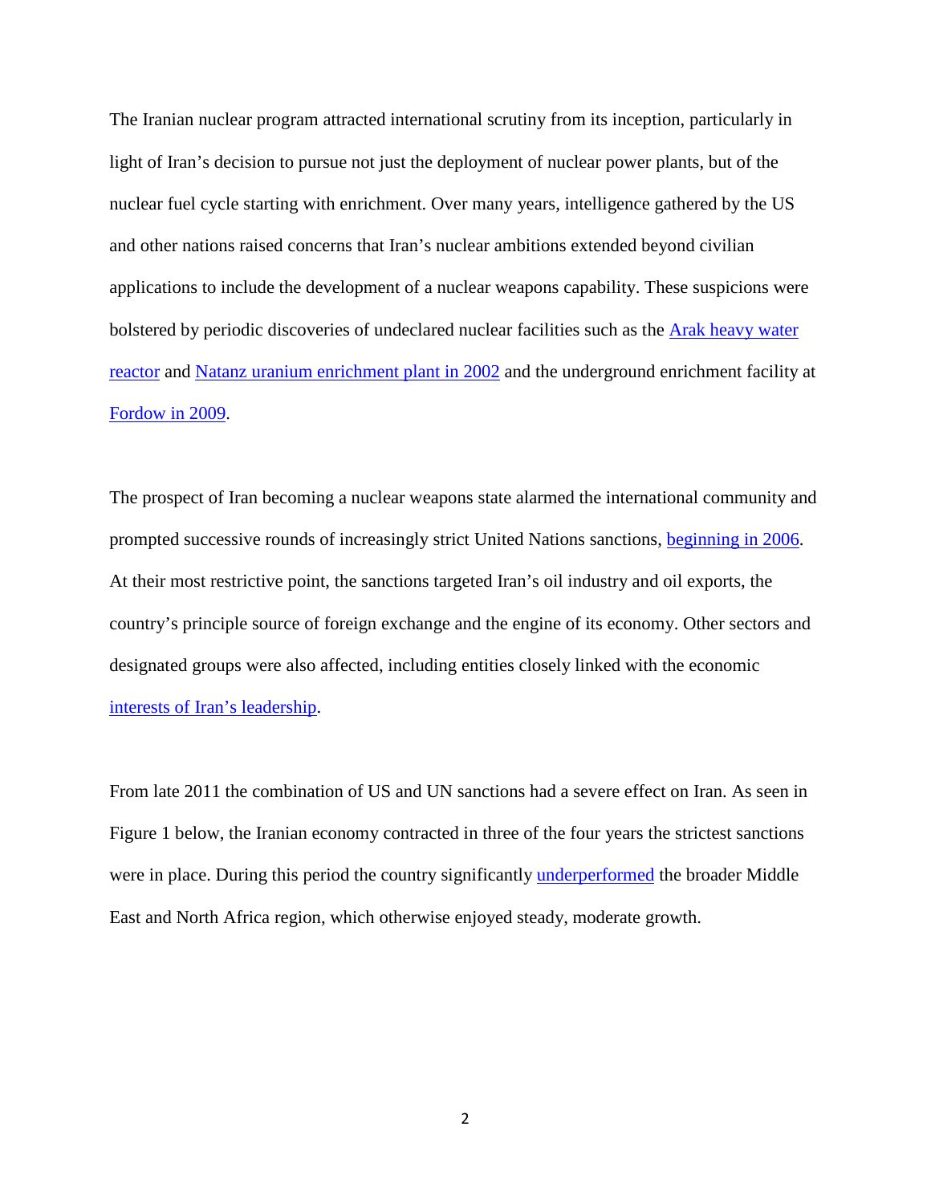The Iranian nuclear program attracted international scrutiny from its inception, particularly in light of Iran's decision to pursue not just the deployment of nuclear power plants, but of the nuclear fuel cycle starting with enrichment. Over many years, intelligence gathered by the US and other nations raised concerns that Iran's nuclear ambitions extended beyond civilian applications to include the development of a nuclear weapons capability. These suspicions were bolstered by periodic discoveries of undeclared nuclear facilities such as the Arak heavy water reactor and Natanz uranium enrichment plant in 2002 and the underground enrichment facility at Fordow in 2009.

The prospect of Iran becoming a nuclear weapons state alarmed the international community and prompted successive rounds of increasingly strict United Nations sanctions, beginning in 2006. At their most restrictive point, the sanctions targeted Iran's oil industry and oil exports, the country's principle source of foreign exchange and the engine of its economy. Other sectors and designated groups were also affected, including entities closely linked with the economic interests of Iran's leadership.

From late 2011 the combination of US and UN sanctions had a severe effect on Iran. As seen in Figure 1 below, the Iranian economy contracted in three of the four years the strictest sanctions were in place. During this period the country significantly underperformed the broader Middle East and North Africa region, which otherwise enjoyed steady, moderate growth.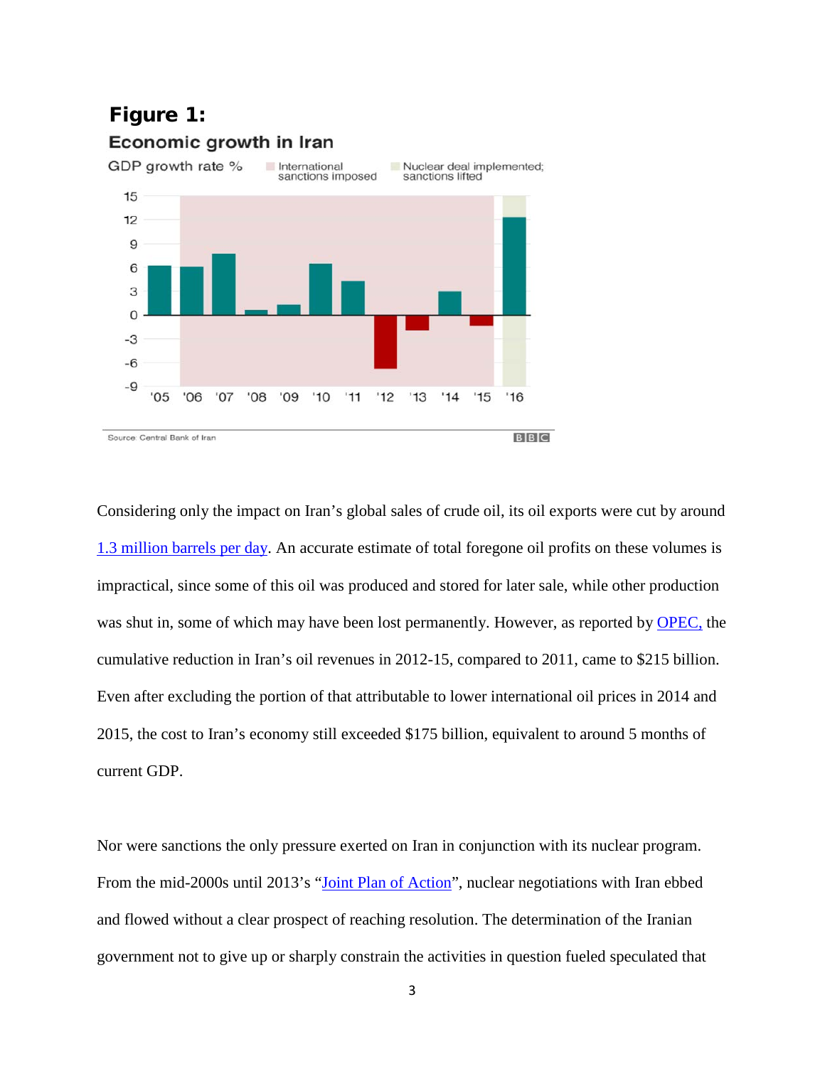**Figure 1:**

Economic growth in Iran

GDP growth rate %

International sanctions imposed

Nuclear deal implemented; sanctions lifted

15
12
9
6
3
0
-3
-6
-9

'05 '06 '07 '08 '09 '10 '11 '12 '13 '14 '15 '16

Source: Central Bank of Iran

BBC

Considering only the impact on Iran's global sales of crude oil, its oil exports were cut by around [1.3 million barrels per day](). An accurate estimate of total foregone oil profits on these volumes is impractical, since some of this oil was produced and stored for later sale, while other production was shut in, some of which may have been lost permanently. However, as reported by [OPEC,]() the cumulative reduction in Iran's oil revenues in 2012-15, compared to 2011, came to $215 billion. Even after excluding the portion of that attributable to lower international oil prices in 2014 and 2015, the cost to Iran's economy still exceeded $175 billion, equivalent to around 5 months of current GDP.

Nor were sanctions the only pressure exerted on Iran in conjunction with its nuclear program. From the mid-2000s until 2013's "[Joint Plan of Action]()", nuclear negotiations with Iran ebbed and flowed without a clear prospect of reaching resolution. The determination of the Iranian government not to give up or sharply constrain the activities in question fueled speculated that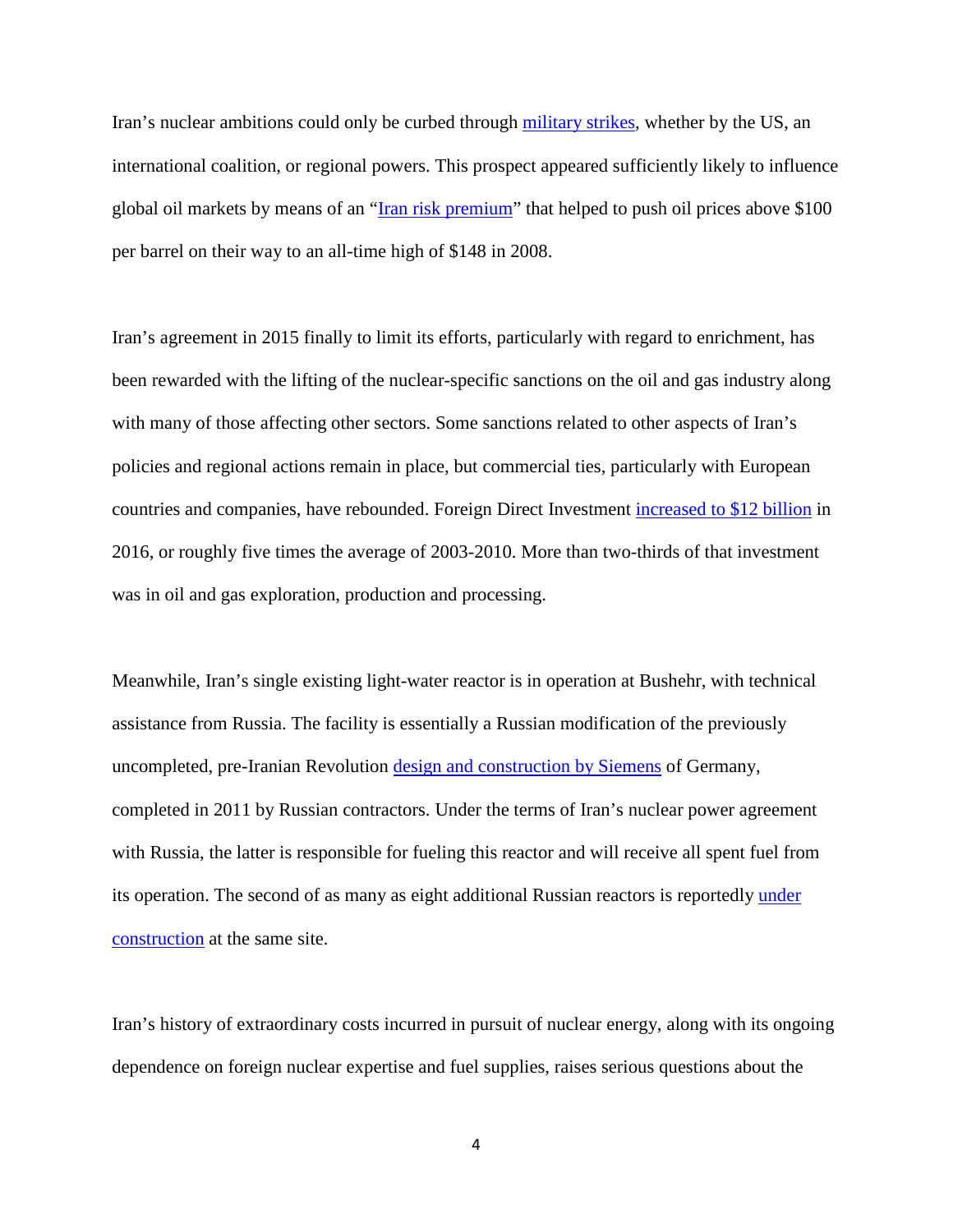Iran's nuclear ambitions could only be curbed through military strikes, whether by the US, an international coalition, or regional powers. This prospect appeared sufficiently likely to influence global oil markets by means of an "Iran risk premium" that helped to push oil prices above $100 per barrel on their way to an all-time high of $148 in 2008.

Iran's agreement in 2015 finally to limit its efforts, particularly with regard to enrichment, has been rewarded with the lifting of the nuclear-specific sanctions on the oil and gas industry along with many of those affecting other sectors. Some sanctions related to other aspects of Iran's policies and regional actions remain in place, but commercial ties, particularly with European countries and companies, have rebounded. Foreign Direct Investment increased to $12 billion in 2016, or roughly five times the average of 2003-2010. More than two-thirds of that investment was in oil and gas exploration, production and processing.

Meanwhile, Iran's single existing light-water reactor is in operation at Bushehr, with technical assistance from Russia. The facility is essentially a Russian modification of the previously uncompleted, pre-Iranian Revolution design and construction by Siemens of Germany, completed in 2011 by Russian contractors. Under the terms of Iran's nuclear power agreement with Russia, the latter is responsible for fueling this reactor and will receive all spent fuel from its operation. The second of as many as eight additional Russian reactors is reportedly under construction at the same site.

Iran's history of extraordinary costs incurred in pursuit of nuclear energy, along with its ongoing dependence on foreign nuclear expertise and fuel supplies, raises serious questions about the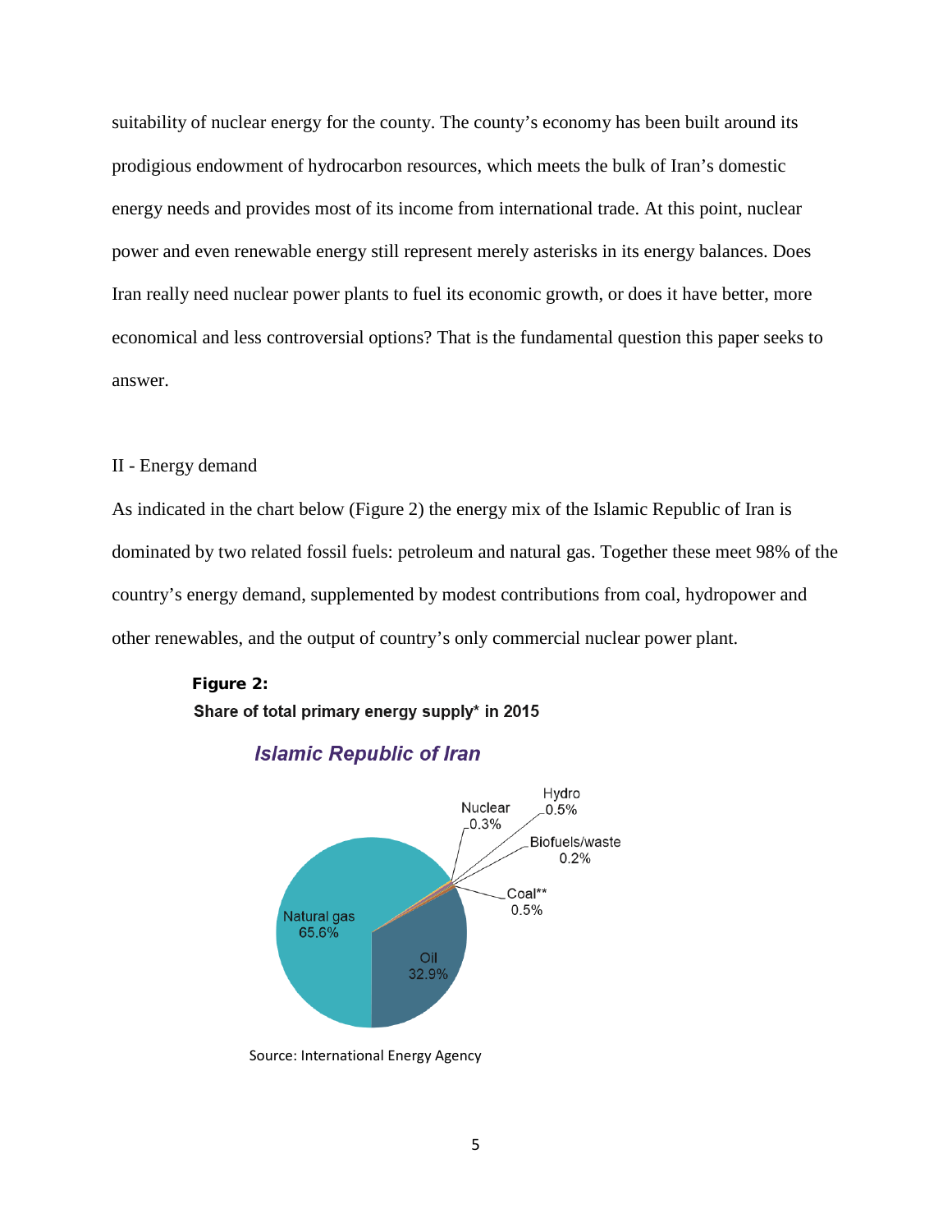suitability of nuclear energy for the county. The county's economy has been built around its prodigious endowment of hydrocarbon resources, which meets the bulk of Iran's domestic energy needs and provides most of its income from international trade. At this point, nuclear power and even renewable energy still represent merely asterisks in its energy balances. Does Iran really need nuclear power plants to fuel its economic growth, or does it have better, more economical and less controversial options? That is the fundamental question this paper seeks to answer.

## II - Energy demand

As indicated in the chart below (Figure 2) the energy mix of the Islamic Republic of Iran is dominated by two related fossil fuels: petroleum and natural gas. Together these meet 98% of the country's energy demand, supplemented by modest contributions from coal, hydropower and other renewables, and the output of country's only commercial nuclear power plant.

**Figure 2:**
**Share of total primary energy supply* in 2015**

*Islamic Republic of Iran*

Natural gas 65.6%
Oil 32.9%
Nuclear 0.3%
Hydro 0.5%
Biofuels/waste 0.2%
Coal** 0.5%

Source: International Energy Agency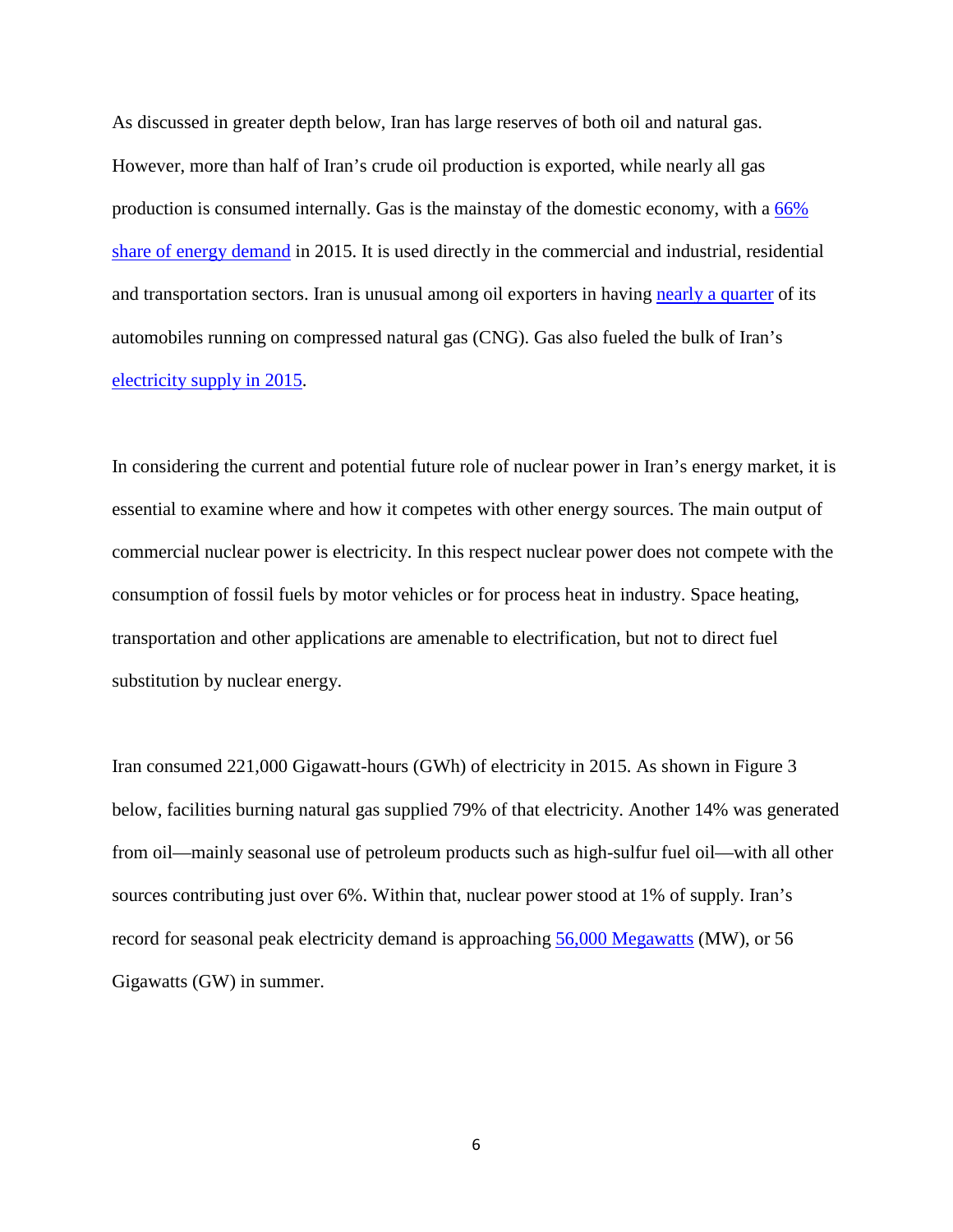As discussed in greater depth below, Iran has large reserves of both oil and natural gas. However, more than half of Iran's crude oil production is exported, while nearly all gas production is consumed internally. Gas is the mainstay of the domestic economy, with a 66% share of energy demand in 2015. It is used directly in the commercial and industrial, residential and transportation sectors. Iran is unusual among oil exporters in having nearly a quarter of its automobiles running on compressed natural gas (CNG). Gas also fueled the bulk of Iran's electricity supply in 2015.

In considering the current and potential future role of nuclear power in Iran's energy market, it is essential to examine where and how it competes with other energy sources. The main output of commercial nuclear power is electricity. In this respect nuclear power does not compete with the consumption of fossil fuels by motor vehicles or for process heat in industry. Space heating, transportation and other applications are amenable to electrification, but not to direct fuel substitution by nuclear energy.

Iran consumed 221,000 Gigawatt-hours (GWh) of electricity in 2015. As shown in Figure 3 below, facilities burning natural gas supplied 79% of that electricity. Another 14% was generated from oil—mainly seasonal use of petroleum products such as high-sulfur fuel oil—with all other sources contributing just over 6%. Within that, nuclear power stood at 1% of supply. Iran's record for seasonal peak electricity demand is approaching 56,000 Megawatts (MW), or 56 Gigawatts (GW) in summer.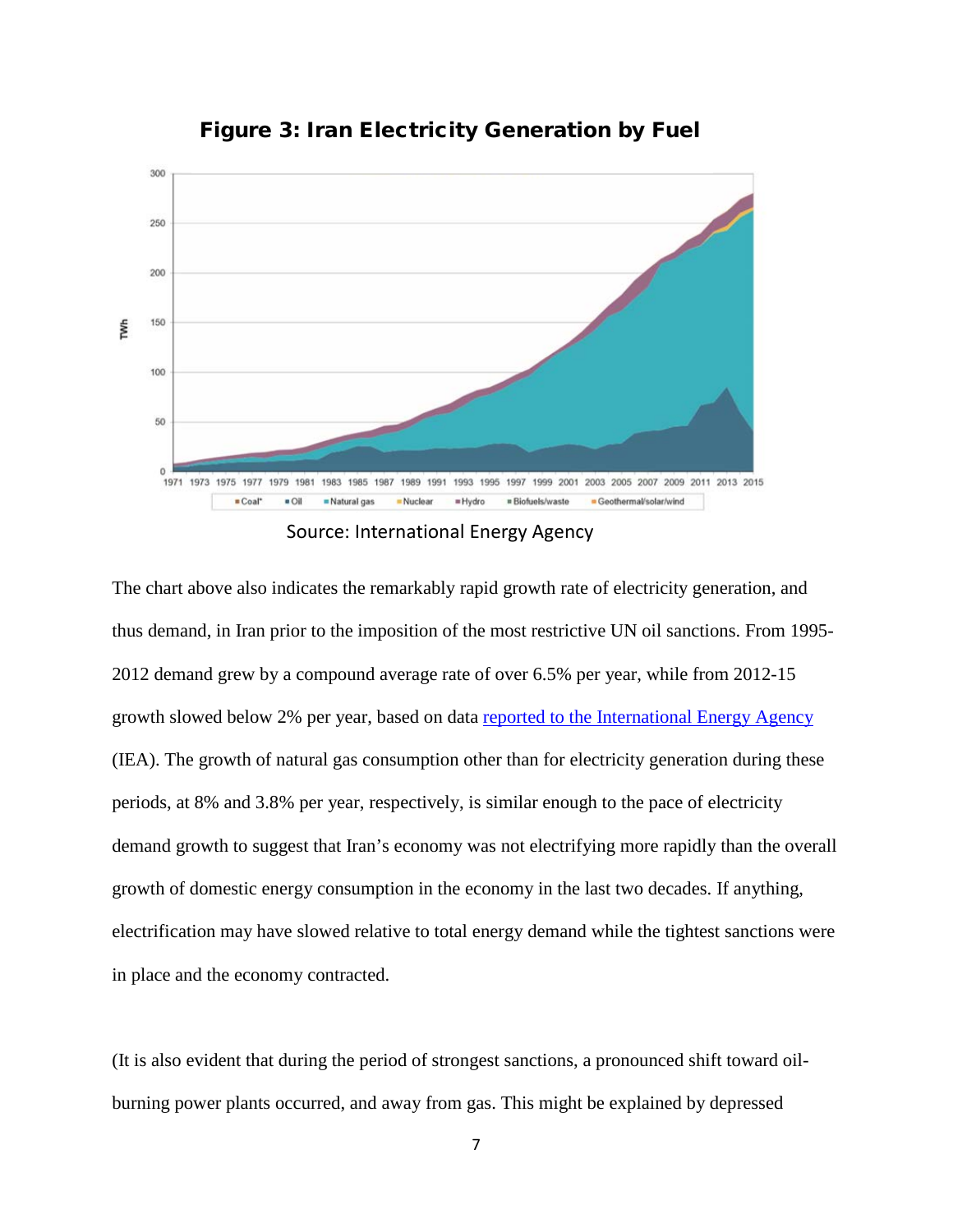**Figure 3: Iran Electricity Generation by Fuel**

300
250
200
150
100
50
0

TWh

1971 1973 1975 1977 1979 1981 1983 1985 1987 1989 1991 1993 1995 1997 1999 2001 2003 2005 2007 2009 2011 2013 2015

Coal* Oil Natural gas Nuclear Hydro Biofuels/waste Geothermal/solar/wind

Source: International Energy Agency

The chart above also indicates the remarkably rapid growth rate of electricity generation, and thus demand, in Iran prior to the imposition of the most restrictive UN oil sanctions. From 1995-2012 demand grew by a compound average rate of over 6.5% per year, while from 2012-15 growth slowed below 2% per year, based on data [reported to the International Energy Agency](#) (IEA). The growth of natural gas consumption other than for electricity generation during these periods, at 8% and 3.8% per year, respectively, is similar enough to the pace of electricity demand growth to suggest that Iran's economy was not electrifying more rapidly than the overall growth of domestic energy consumption in the economy in the last two decades. If anything, electrification may have slowed relative to total energy demand while the tightest sanctions were in place and the economy contracted.

(It is also evident that during the period of strongest sanctions, a pronounced shift toward oil-burning power plants occurred, and away from gas. This might be explained by depressed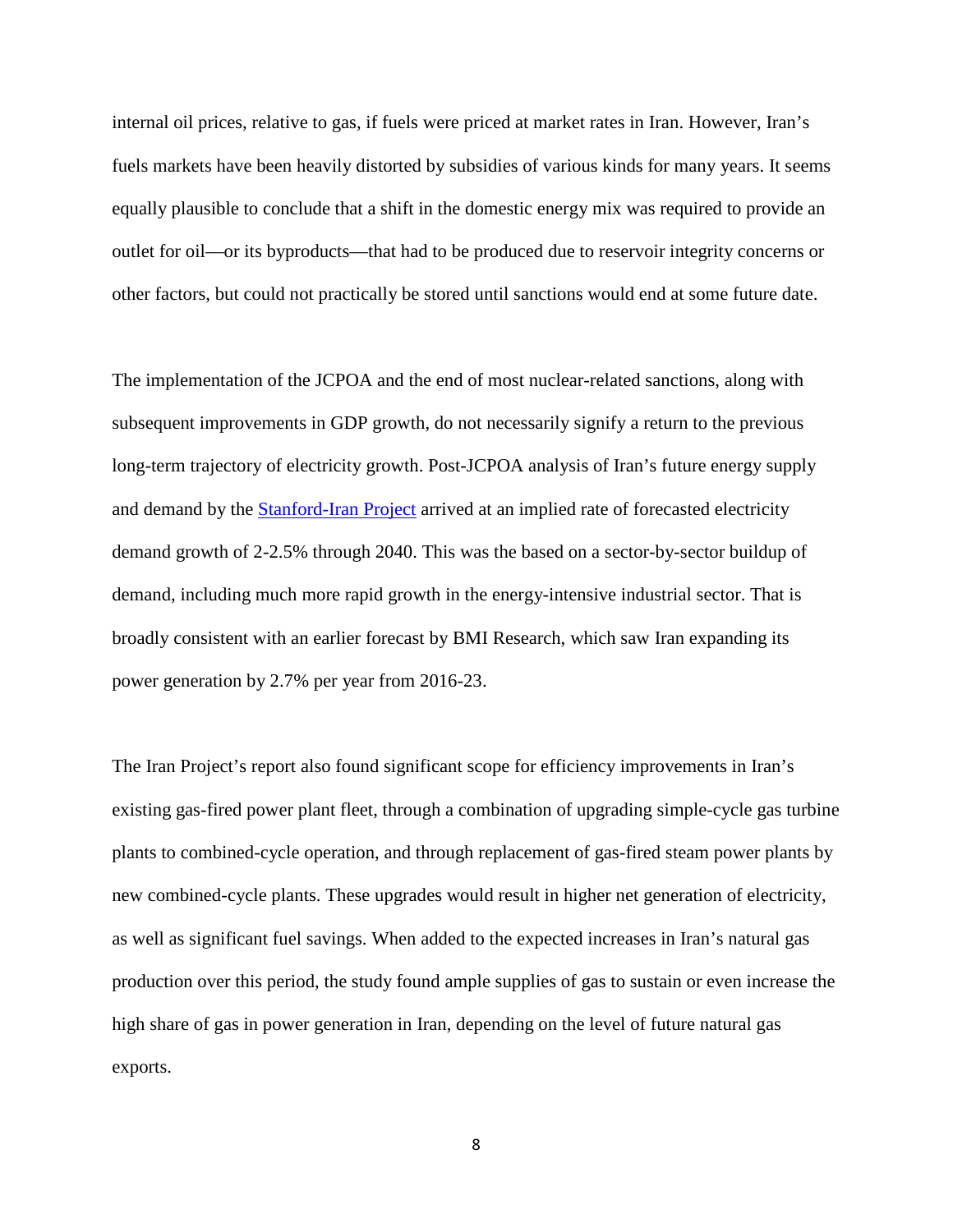internal oil prices, relative to gas, if fuels were priced at market rates in Iran. However, Iran's fuels markets have been heavily distorted by subsidies of various kinds for many years. It seems equally plausible to conclude that a shift in the domestic energy mix was required to provide an outlet for oil—or its byproducts—that had to be produced due to reservoir integrity concerns or other factors, but could not practically be stored until sanctions would end at some future date.

The implementation of the JCPOA and the end of most nuclear-related sanctions, along with subsequent improvements in GDP growth, do not necessarily signify a return to the previous long-term trajectory of electricity growth. Post-JCPOA analysis of Iran's future energy supply and demand by the Stanford-Iran Project arrived at an implied rate of forecasted electricity demand growth of 2-2.5% through 2040. This was the based on a sector-by-sector buildup of demand, including much more rapid growth in the energy-intensive industrial sector. That is broadly consistent with an earlier forecast by BMI Research, which saw Iran expanding its power generation by 2.7% per year from 2016-23.

The Iran Project's report also found significant scope for efficiency improvements in Iran's existing gas-fired power plant fleet, through a combination of upgrading simple-cycle gas turbine plants to combined-cycle operation, and through replacement of gas-fired steam power plants by new combined-cycle plants. These upgrades would result in higher net generation of electricity, as well as significant fuel savings. When added to the expected increases in Iran's natural gas production over this period, the study found ample supplies of gas to sustain or even increase the high share of gas in power generation in Iran, depending on the level of future natural gas exports.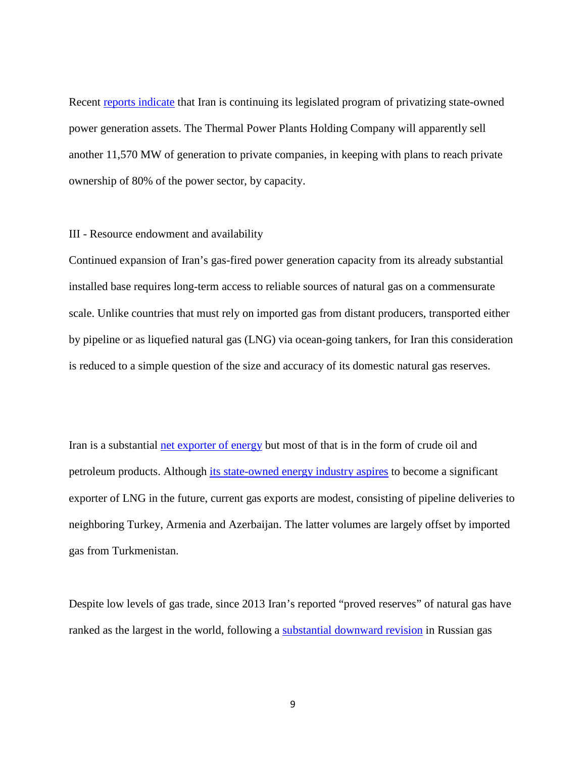Recent reports indicate that Iran is continuing its legislated program of privatizing state-owned power generation assets. The Thermal Power Plants Holding Company will apparently sell another 11,570 MW of generation to private companies, in keeping with plans to reach private ownership of 80% of the power sector, by capacity.

## III - Resource endowment and availability

Continued expansion of Iran's gas-fired power generation capacity from its already substantial installed base requires long-term access to reliable sources of natural gas on a commensurate scale. Unlike countries that must rely on imported gas from distant producers, transported either by pipeline or as liquefied natural gas (LNG) via ocean-going tankers, for Iran this consideration is reduced to a simple question of the size and accuracy of its domestic natural gas reserves.

Iran is a substantial net exporter of energy but most of that is in the form of crude oil and petroleum products. Although its state-owned energy industry aspires to become a significant exporter of LNG in the future, current gas exports are modest, consisting of pipeline deliveries to neighboring Turkey, Armenia and Azerbaijan. The latter volumes are largely offset by imported gas from Turkmenistan.

Despite low levels of gas trade, since 2013 Iran's reported "proved reserves" of natural gas have ranked as the largest in the world, following a substantial downward revision in Russian gas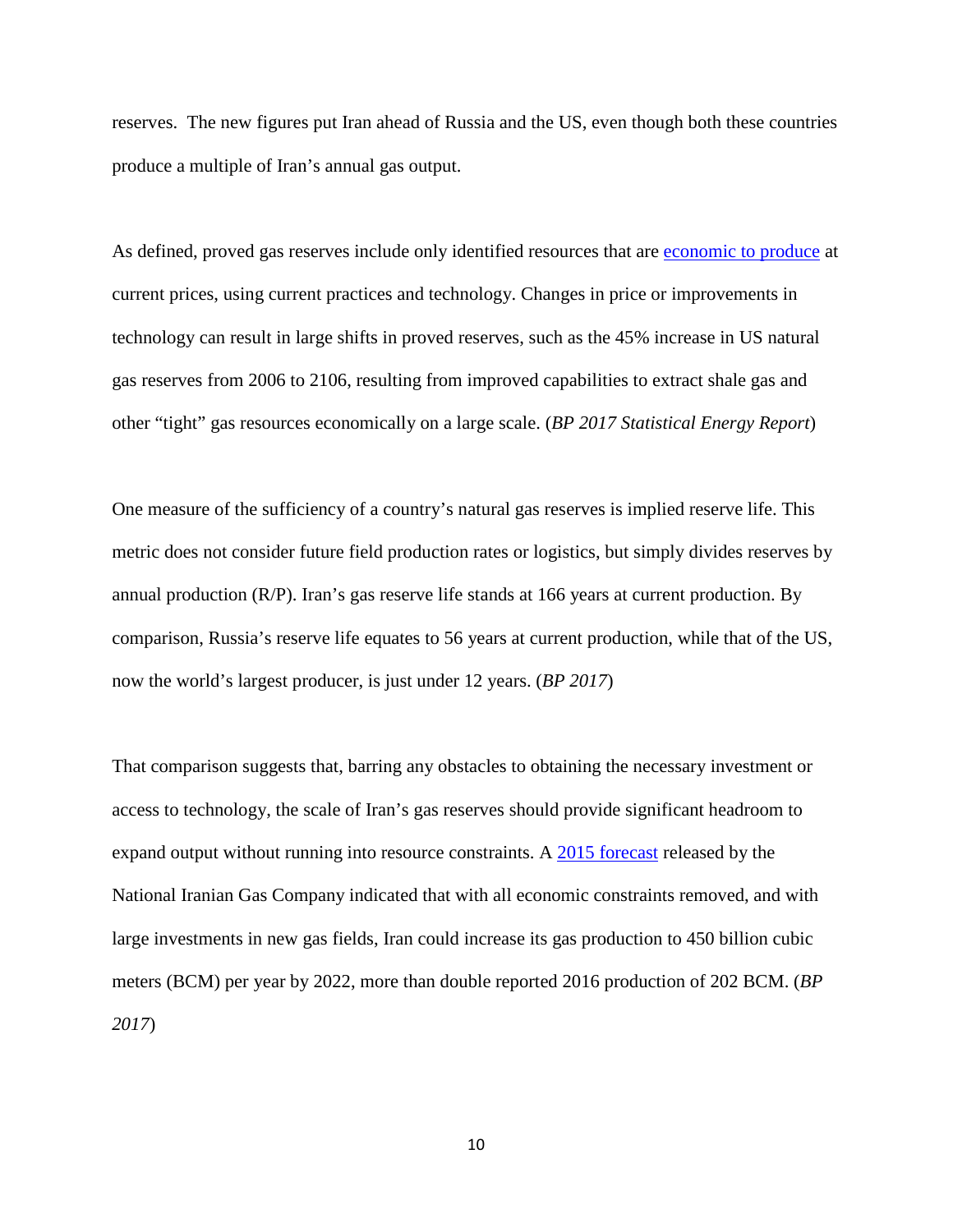reserves. The new figures put Iran ahead of Russia and the US, even though both these countries produce a multiple of Iran's annual gas output.

As defined, proved gas reserves include only identified resources that are economic to produce at current prices, using current practices and technology. Changes in price or improvements in technology can result in large shifts in proved reserves, such as the 45% increase in US natural gas reserves from 2006 to 2106, resulting from improved capabilities to extract shale gas and other "tight" gas resources economically on a large scale. (*BP 2017 Statistical Energy Report*)

One measure of the sufficiency of a country's natural gas reserves is implied reserve life. This metric does not consider future field production rates or logistics, but simply divides reserves by annual production (R/P). Iran's gas reserve life stands at 166 years at current production. By comparison, Russia's reserve life equates to 56 years at current production, while that of the US, now the world's largest producer, is just under 12 years. (*BP 2017*)

That comparison suggests that, barring any obstacles to obtaining the necessary investment or access to technology, the scale of Iran's gas reserves should provide significant headroom to expand output without running into resource constraints. A 2015 forecast released by the National Iranian Gas Company indicated that with all economic constraints removed, and with large investments in new gas fields, Iran could increase its gas production to 450 billion cubic meters (BCM) per year by 2022, more than double reported 2016 production of 202 BCM. (*BP 2017*)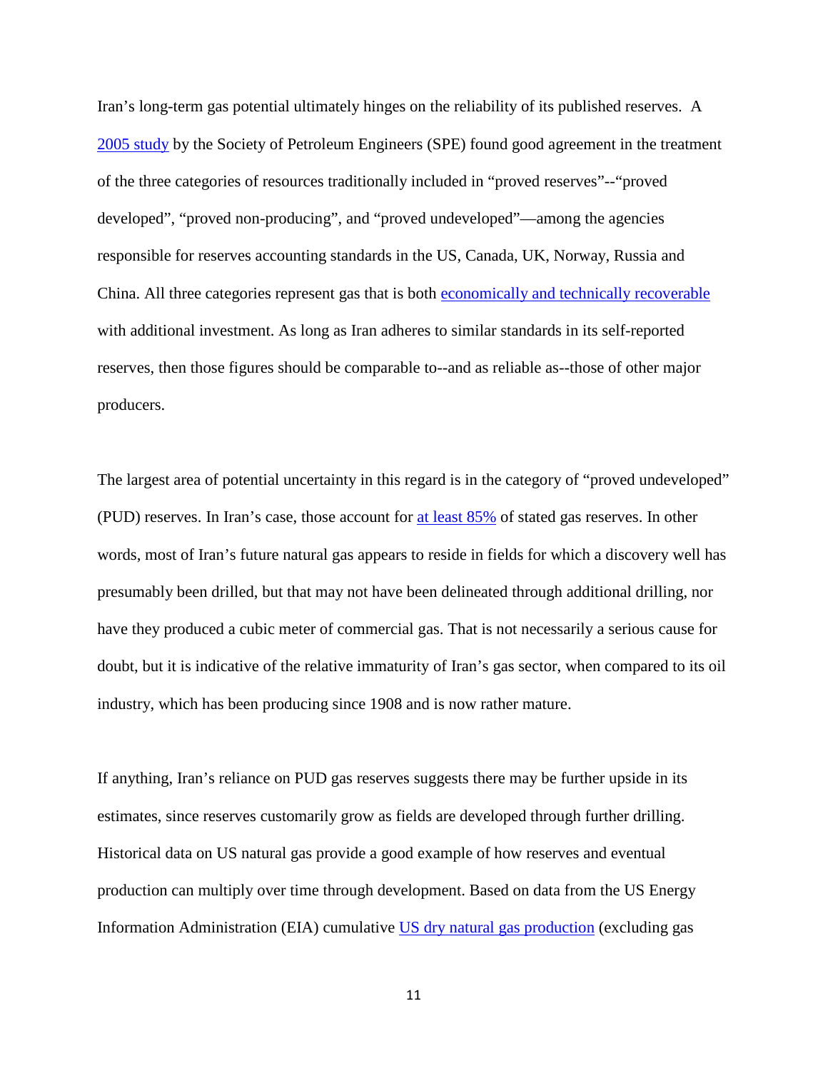Iran's long-term gas potential ultimately hinges on the reliability of its published reserves. A 2005 study by the Society of Petroleum Engineers (SPE) found good agreement in the treatment of the three categories of resources traditionally included in "proved reserves"--"proved developed", "proved non-producing", and "proved undeveloped"—among the agencies responsible for reserves accounting standards in the US, Canada, UK, Norway, Russia and China. All three categories represent gas that is both economically and technically recoverable with additional investment. As long as Iran adheres to similar standards in its self-reported reserves, then those figures should be comparable to--and as reliable as--those of other major producers.

The largest area of potential uncertainty in this regard is in the category of "proved undeveloped" (PUD) reserves. In Iran's case, those account for at least 85% of stated gas reserves. In other words, most of Iran's future natural gas appears to reside in fields for which a discovery well has presumably been drilled, but that may not have been delineated through additional drilling, nor have they produced a cubic meter of commercial gas. That is not necessarily a serious cause for doubt, but it is indicative of the relative immaturity of Iran's gas sector, when compared to its oil industry, which has been producing since 1908 and is now rather mature.

If anything, Iran's reliance on PUD gas reserves suggests there may be further upside in its estimates, since reserves customarily grow as fields are developed through further drilling. Historical data on US natural gas provide a good example of how reserves and eventual production can multiply over time through development. Based on data from the US Energy Information Administration (EIA) cumulative US dry natural gas production (excluding gas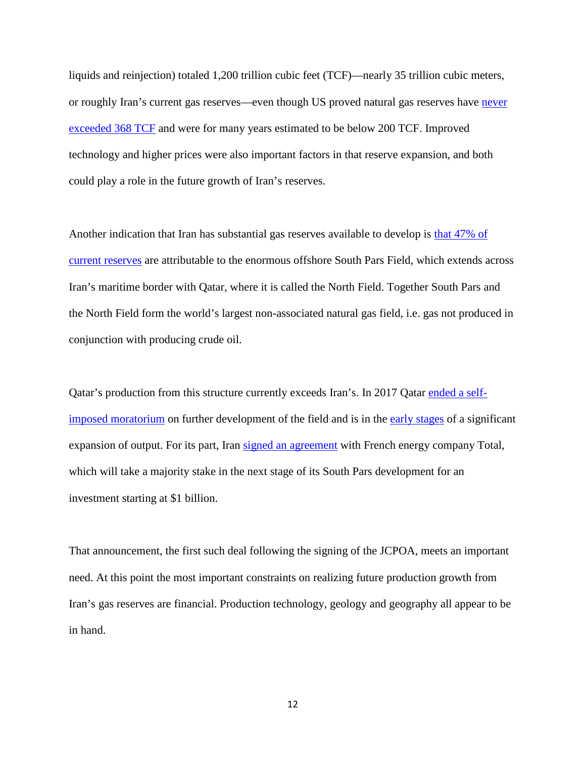liquids and reinjection) totaled 1,200 trillion cubic feet (TCF)—nearly 35 trillion cubic meters, or roughly Iran's current gas reserves—even though US proved natural gas reserves have never exceeded 368 TCF and were for many years estimated to be below 200 TCF. Improved technology and higher prices were also important factors in that reserve expansion, and both could play a role in the future growth of Iran's reserves.

Another indication that Iran has substantial gas reserves available to develop is that 47% of current reserves are attributable to the enormous offshore South Pars Field, which extends across Iran's maritime border with Qatar, where it is called the North Field. Together South Pars and the North Field form the world's largest non-associated natural gas field, i.e. gas not produced in conjunction with producing crude oil.

Qatar's production from this structure currently exceeds Iran's. In 2017 Qatar ended a self-imposed moratorium on further development of the field and is in the early stages of a significant expansion of output. For its part, Iran signed an agreement with French energy company Total, which will take a majority stake in the next stage of its South Pars development for an investment starting at $1 billion.

That announcement, the first such deal following the signing of the JCPOA, meets an important need. At this point the most important constraints on realizing future production growth from Iran's gas reserves are financial. Production technology, geology and geography all appear to be in hand.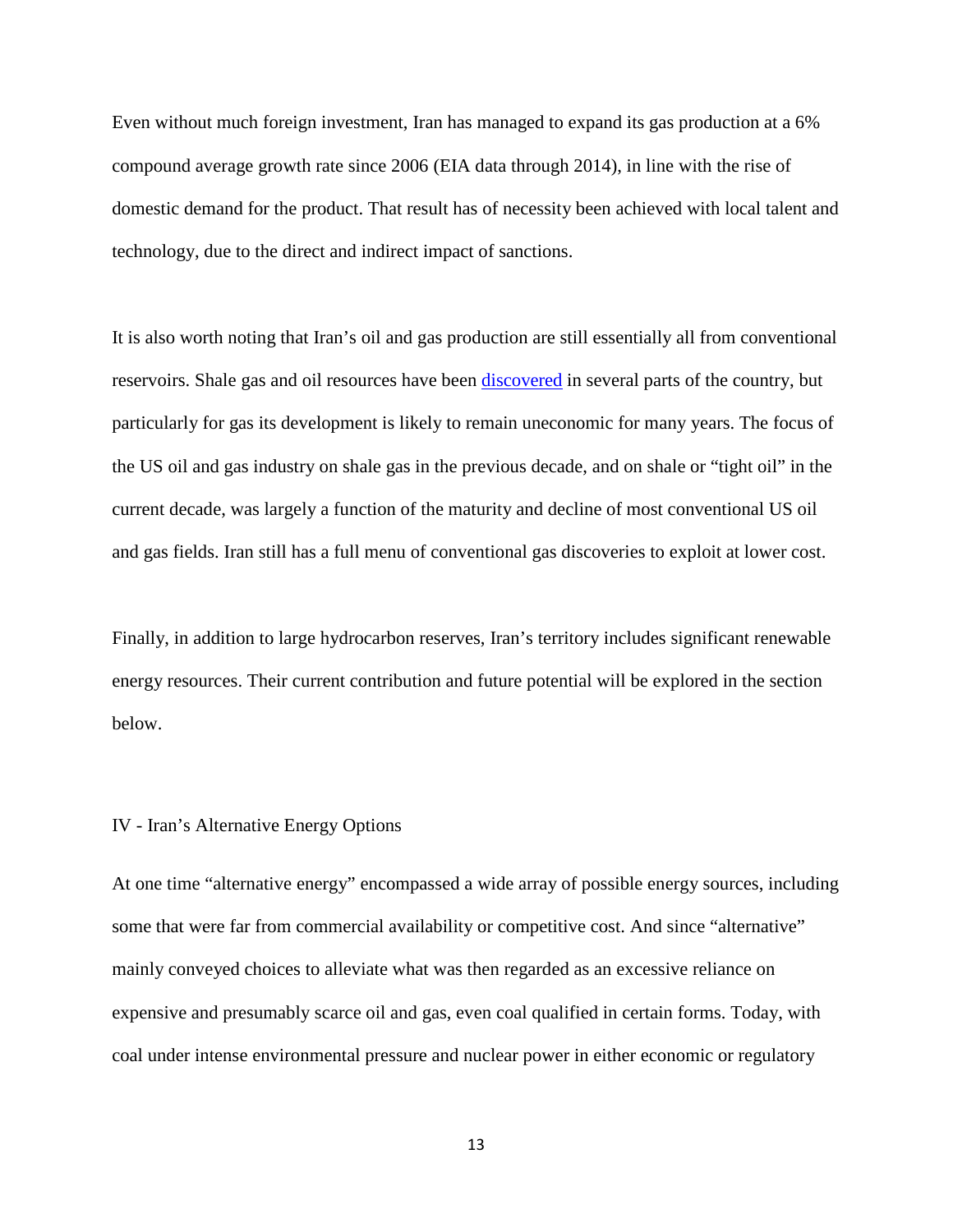Even without much foreign investment, Iran has managed to expand its gas production at a 6% compound average growth rate since 2006 (EIA data through 2014), in line with the rise of domestic demand for the product. That result has of necessity been achieved with local talent and technology, due to the direct and indirect impact of sanctions.

It is also worth noting that Iran's oil and gas production are still essentially all from conventional reservoirs. Shale gas and oil resources have been discovered in several parts of the country, but particularly for gas its development is likely to remain uneconomic for many years. The focus of the US oil and gas industry on shale gas in the previous decade, and on shale or "tight oil" in the current decade, was largely a function of the maturity and decline of most conventional US oil and gas fields. Iran still has a full menu of conventional gas discoveries to exploit at lower cost.

Finally, in addition to large hydrocarbon reserves, Iran's territory includes significant renewable energy resources. Their current contribution and future potential will be explored in the section below.

## IV - Iran's Alternative Energy Options

At one time "alternative energy" encompassed a wide array of possible energy sources, including some that were far from commercial availability or competitive cost. And since "alternative" mainly conveyed choices to alleviate what was then regarded as an excessive reliance on expensive and presumably scarce oil and gas, even coal qualified in certain forms. Today, with coal under intense environmental pressure and nuclear power in either economic or regulatory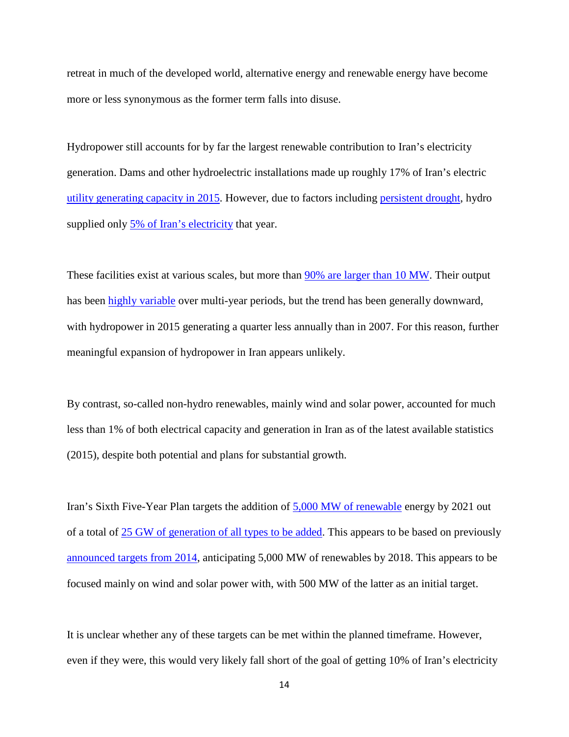retreat in much of the developed world, alternative energy and renewable energy have become more or less synonymous as the former term falls into disuse.

Hydropower still accounts for by far the largest renewable contribution to Iran's electricity generation. Dams and other hydroelectric installations made up roughly 17% of Iran's electric utility generating capacity in 2015. However, due to factors including persistent drought, hydro supplied only 5% of Iran's electricity that year.

These facilities exist at various scales, but more than 90% are larger than 10 MW. Their output has been highly variable over multi-year periods, but the trend has been generally downward, with hydropower in 2015 generating a quarter less annually than in 2007. For this reason, further meaningful expansion of hydropower in Iran appears unlikely.

By contrast, so-called non-hydro renewables, mainly wind and solar power, accounted for much less than 1% of both electrical capacity and generation in Iran as of the latest available statistics (2015), despite both potential and plans for substantial growth.

Iran's Sixth Five-Year Plan targets the addition of 5,000 MW of renewable energy by 2021 out of a total of 25 GW of generation of all types to be added. This appears to be based on previously announced targets from 2014, anticipating 5,000 MW of renewables by 2018. This appears to be focused mainly on wind and solar power with, with 500 MW of the latter as an initial target.

It is unclear whether any of these targets can be met within the planned timeframe. However, even if they were, this would very likely fall short of the goal of getting 10% of Iran's electricity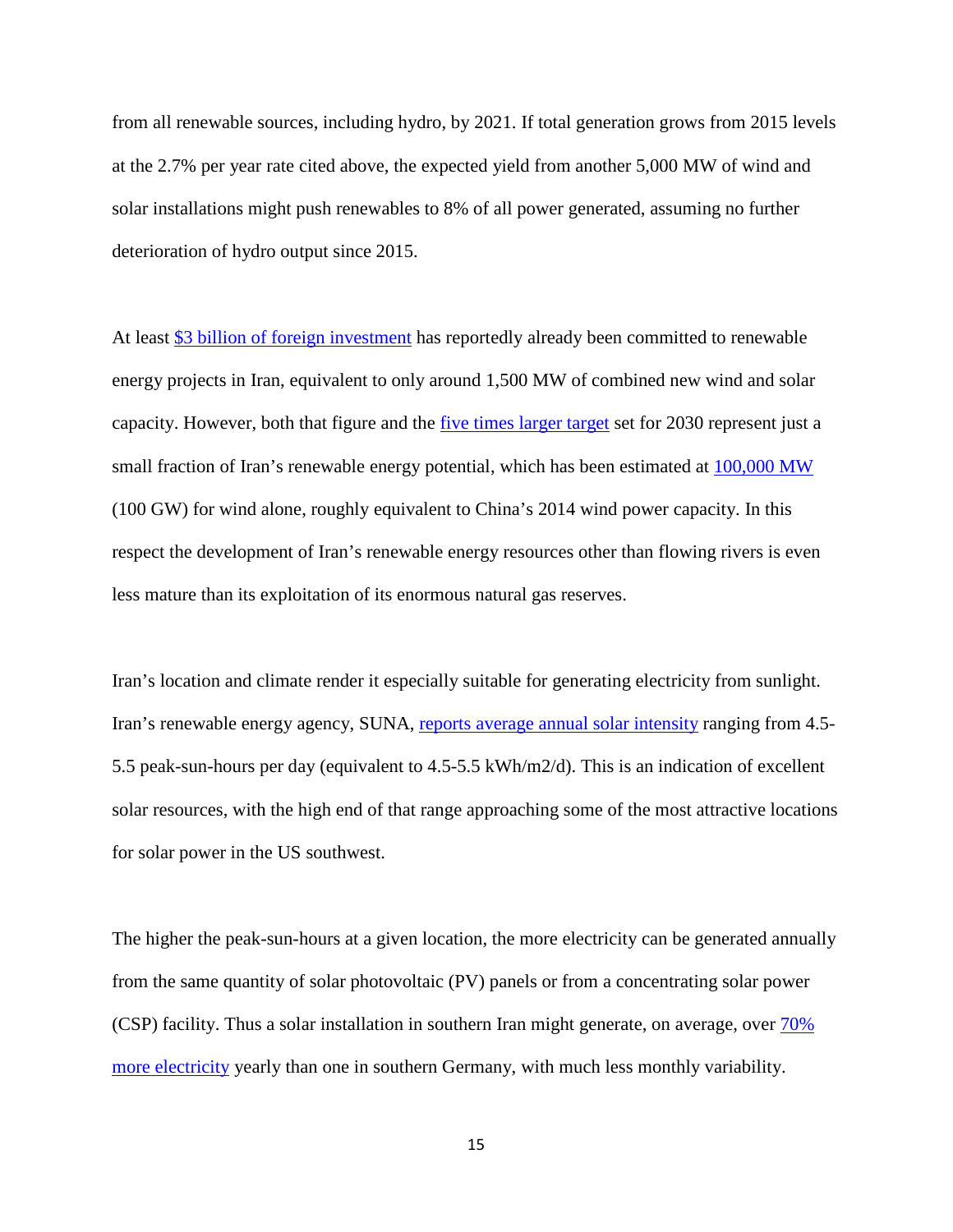from all renewable sources, including hydro, by 2021. If total generation grows from 2015 levels at the 2.7% per year rate cited above, the expected yield from another 5,000 MW of wind and solar installations might push renewables to 8% of all power generated, assuming no further deterioration of hydro output since 2015.

At least [$3 billion of foreign investment]() has reportedly already been committed to renewable energy projects in Iran, equivalent to only around 1,500 MW of combined new wind and solar capacity. However, both that figure and the [five times larger target]() set for 2030 represent just a small fraction of Iran's renewable energy potential, which has been estimated at [100,000 MW]() (100 GW) for wind alone, roughly equivalent to China's 2014 wind power capacity. In this respect the development of Iran's renewable energy resources other than flowing rivers is even less mature than its exploitation of its enormous natural gas reserves.

Iran's location and climate render it especially suitable for generating electricity from sunlight. Iran's renewable energy agency, SUNA, [reports average annual solar intensity]() ranging from 4.5-5.5 peak-sun-hours per day (equivalent to 4.5-5.5 kWh/m2/d). This is an indication of excellent solar resources, with the high end of that range approaching some of the most attractive locations for solar power in the US southwest.

The higher the peak-sun-hours at a given location, the more electricity can be generated annually from the same quantity of solar photovoltaic (PV) panels or from a concentrating solar power (CSP) facility. Thus a solar installation in southern Iran might generate, on average, over [70% more electricity]() yearly than one in southern Germany, with much less monthly variability.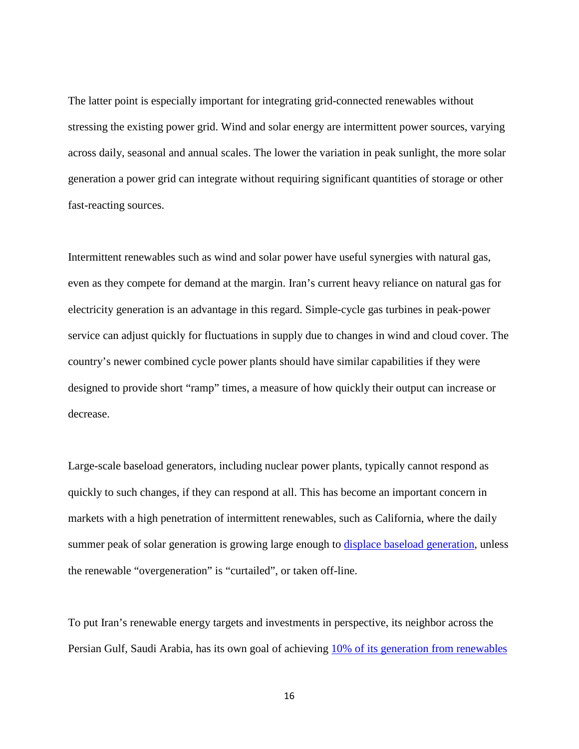The latter point is especially important for integrating grid-connected renewables without stressing the existing power grid. Wind and solar energy are intermittent power sources, varying across daily, seasonal and annual scales. The lower the variation in peak sunlight, the more solar generation a power grid can integrate without requiring significant quantities of storage or other fast-reacting sources.

Intermittent renewables such as wind and solar power have useful synergies with natural gas, even as they compete for demand at the margin. Iran's current heavy reliance on natural gas for electricity generation is an advantage in this regard. Simple-cycle gas turbines in peak-power service can adjust quickly for fluctuations in supply due to changes in wind and cloud cover. The country's newer combined cycle power plants should have similar capabilities if they were designed to provide short "ramp" times, a measure of how quickly their output can increase or decrease.

Large-scale baseload generators, including nuclear power plants, typically cannot respond as quickly to such changes, if they can respond at all. This has become an important concern in markets with a high penetration of intermittent renewables, such as California, where the daily summer peak of solar generation is growing large enough to displace baseload generation, unless the renewable "overgeneration" is "curtailed", or taken off-line.

To put Iran's renewable energy targets and investments in perspective, its neighbor across the Persian Gulf, Saudi Arabia, has its own goal of achieving 10% of its generation from renewables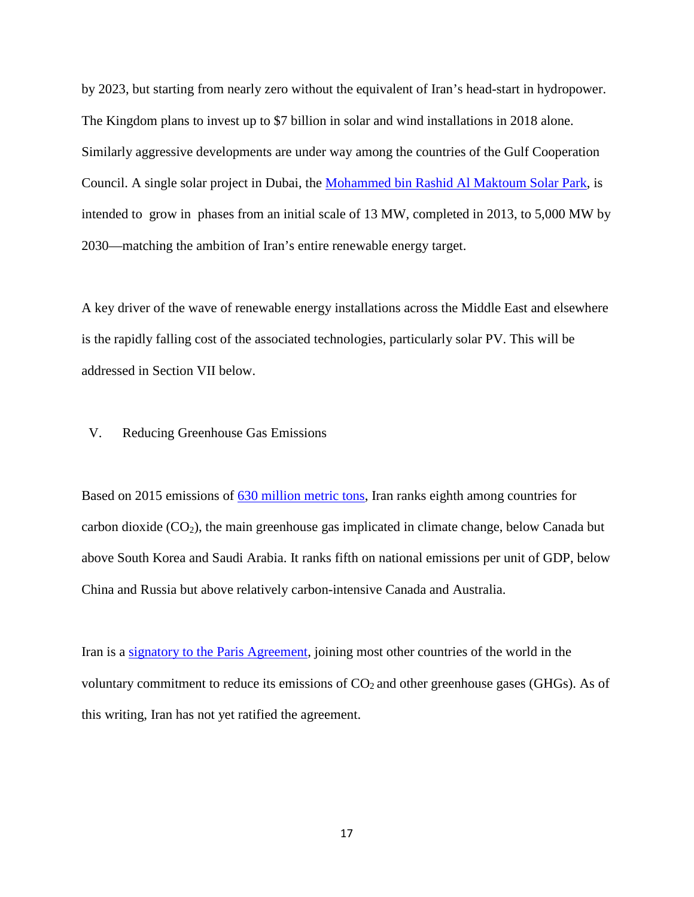by 2023, but starting from nearly zero without the equivalent of Iran's head-start in hydropower. The Kingdom plans to invest up to $7 billion in solar and wind installations in 2018 alone. Similarly aggressive developments are under way among the countries of the Gulf Cooperation Council. A single solar project in Dubai, the [Mohammed bin Rashid Al Maktoum Solar Park](), is intended to grow in phases from an initial scale of 13 MW, completed in 2013, to 5,000 MW by 2030—matching the ambition of Iran's entire renewable energy target.

A key driver of the wave of renewable energy installations across the Middle East and elsewhere is the rapidly falling cost of the associated technologies, particularly solar PV. This will be addressed in Section VII below.

## V. Reducing Greenhouse Gas Emissions

Based on 2015 emissions of [630 million metric tons](), Iran ranks eighth among countries for carbon dioxide ($CO_2$), the main greenhouse gas implicated in climate change, below Canada but above South Korea and Saudi Arabia. It ranks fifth on national emissions per unit of GDP, below China and Russia but above relatively carbon-intensive Canada and Australia.

Iran is a [signatory to the Paris Agreement](), joining most other countries of the world in the voluntary commitment to reduce its emissions of $CO_2$ and other greenhouse gases (GHGs). As of this writing, Iran has not yet ratified the agreement.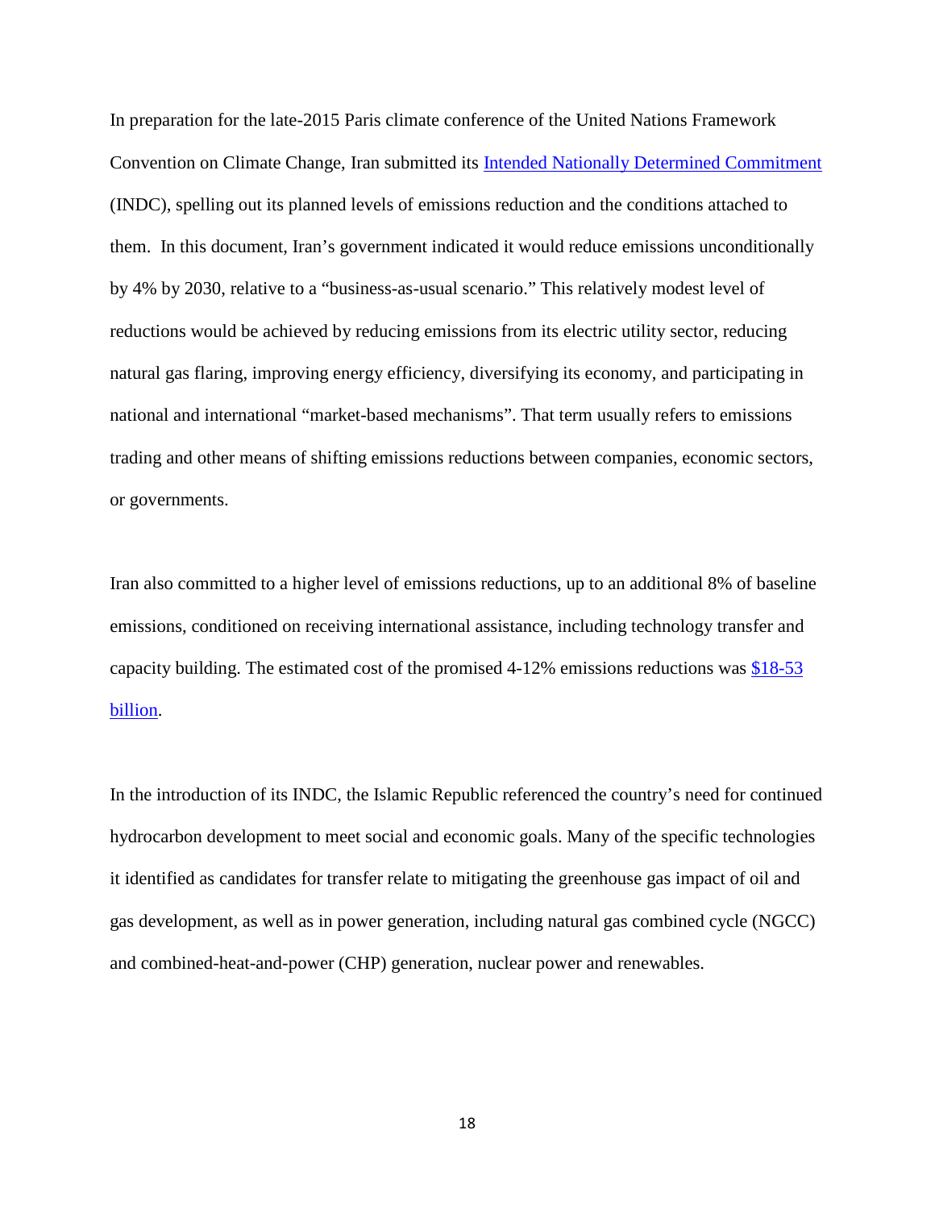In preparation for the late-2015 Paris climate conference of the United Nations Framework Convention on Climate Change, Iran submitted its Intended Nationally Determined Commitment (INDC), spelling out its planned levels of emissions reduction and the conditions attached to them. In this document, Iran's government indicated it would reduce emissions unconditionally by 4% by 2030, relative to a "business-as-usual scenario." This relatively modest level of reductions would be achieved by reducing emissions from its electric utility sector, reducing natural gas flaring, improving energy efficiency, diversifying its economy, and participating in national and international "market-based mechanisms". That term usually refers to emissions trading and other means of shifting emissions reductions between companies, economic sectors, or governments.

Iran also committed to a higher level of emissions reductions, up to an additional 8% of baseline emissions, conditioned on receiving international assistance, including technology transfer and capacity building. The estimated cost of the promised 4-12% emissions reductions was $18-53 billion.

In the introduction of its INDC, the Islamic Republic referenced the country's need for continued hydrocarbon development to meet social and economic goals. Many of the specific technologies it identified as candidates for transfer relate to mitigating the greenhouse gas impact of oil and gas development, as well as in power generation, including natural gas combined cycle (NGCC) and combined-heat-and-power (CHP) generation, nuclear power and renewables.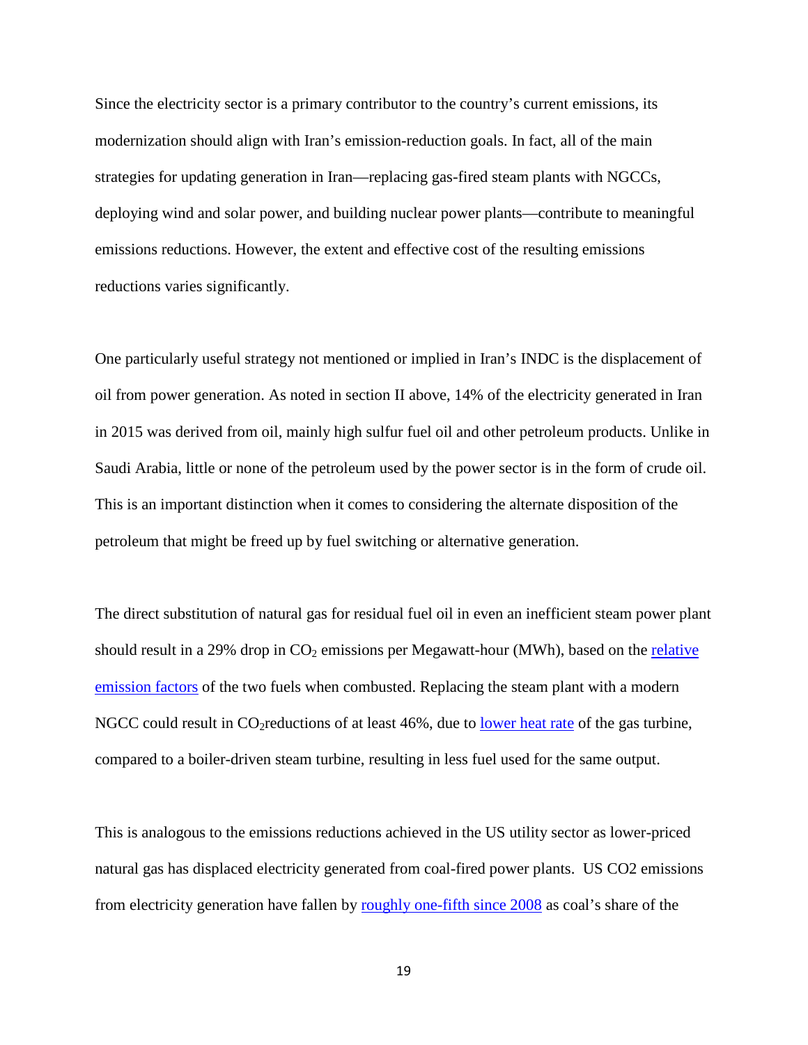Since the electricity sector is a primary contributor to the country's current emissions, its modernization should align with Iran's emission-reduction goals. In fact, all of the main strategies for updating generation in Iran—replacing gas-fired steam plants with NGCCs, deploying wind and solar power, and building nuclear power plants—contribute to meaningful emissions reductions. However, the extent and effective cost of the resulting emissions reductions varies significantly.

One particularly useful strategy not mentioned or implied in Iran's INDC is the displacement of oil from power generation. As noted in section II above, 14% of the electricity generated in Iran in 2015 was derived from oil, mainly high sulfur fuel oil and other petroleum products. Unlike in Saudi Arabia, little or none of the petroleum used by the power sector is in the form of crude oil. This is an important distinction when it comes to considering the alternate disposition of the petroleum that might be freed up by fuel switching or alternative generation.

The direct substitution of natural gas for residual fuel oil in even an inefficient steam power plant should result in a 29% drop in $CO_2$ emissions per Megawatt-hour (MWh), based on the [relative emission factors] of the two fuels when combusted. Replacing the steam plant with a modern NGCC could result in $CO_2$reductions of at least 46%, due to [lower heat rate] of the gas turbine, compared to a boiler-driven steam turbine, resulting in less fuel used for the same output.

This is analogous to the emissions reductions achieved in the US utility sector as lower-priced natural gas has displaced electricity generated from coal-fired power plants. US CO2 emissions from electricity generation have fallen by [roughly one-fifth since 2008] as coal's share of the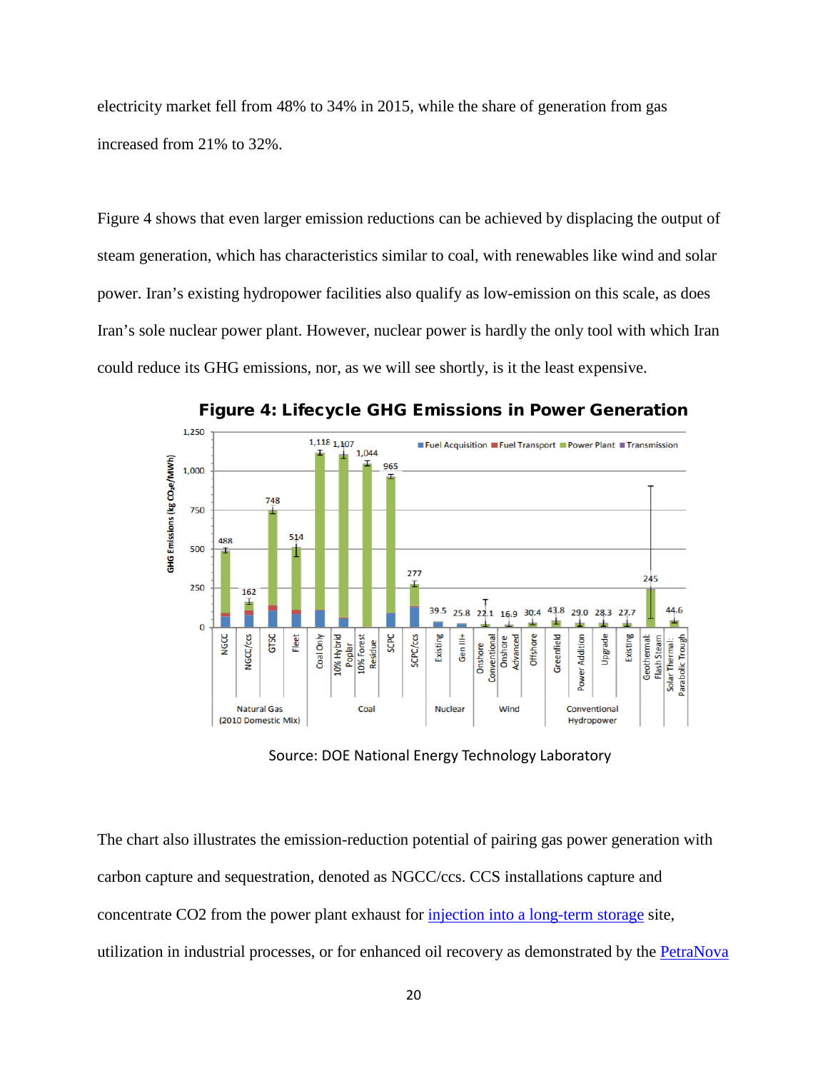electricity market fell from 48% to 34% in 2015, while the share of generation from gas increased from 21% to 32%.

Figure 4 shows that even larger emission reductions can be achieved by displacing the output of steam generation, which has characteristics similar to coal, with renewables like wind and solar power. Iran's existing hydropower facilities also qualify as low-emission on this scale, as does Iran's sole nuclear power plant. However, nuclear power is hardly the only tool with which Iran could reduce its GHG emissions, nor, as we will see shortly, is it the least expensive.

**Figure 4: Lifecycle GHG Emissions in Power Generation**

GHG Emissions (kg CO₂e/MWh)

1,250
1,000
750
500
250
0

Fuel Acquisition
Fuel Transport
Power Plant
Transmission

488
162
748
514
1,118
1,107
1,044
965
277
39.5
25.8
22.1
16.9
30.4
43.8
29.0
28.3
27.7
245
44.6

NGCC
NGCC/ccs
GTSC
Fleet
Coal Only
10% Hybrid Poplar
10% Forest Residue
SCPC
SCPC/ccs
Existing
Gen III+
Onshore Conventional
Onshore Advanced
Offshore
Greenfield
Power Addition
Upgrade
Existing
Geothermal: Flash Steam
Solar Thermal: Parabolic Trough

Natural Gas (2010 Domestic Mix)
Coal
Nuclear
Wind
Conventional Hydropower

Source: DOE National Energy Technology Laboratory

The chart also illustrates the emission-reduction potential of pairing gas power generation with carbon capture and sequestration, denoted as NGCC/ccs. CCS installations capture and concentrate CO2 from the power plant exhaust for injection into a long-term storage site, utilization in industrial processes, or for enhanced oil recovery as demonstrated by the PetraNova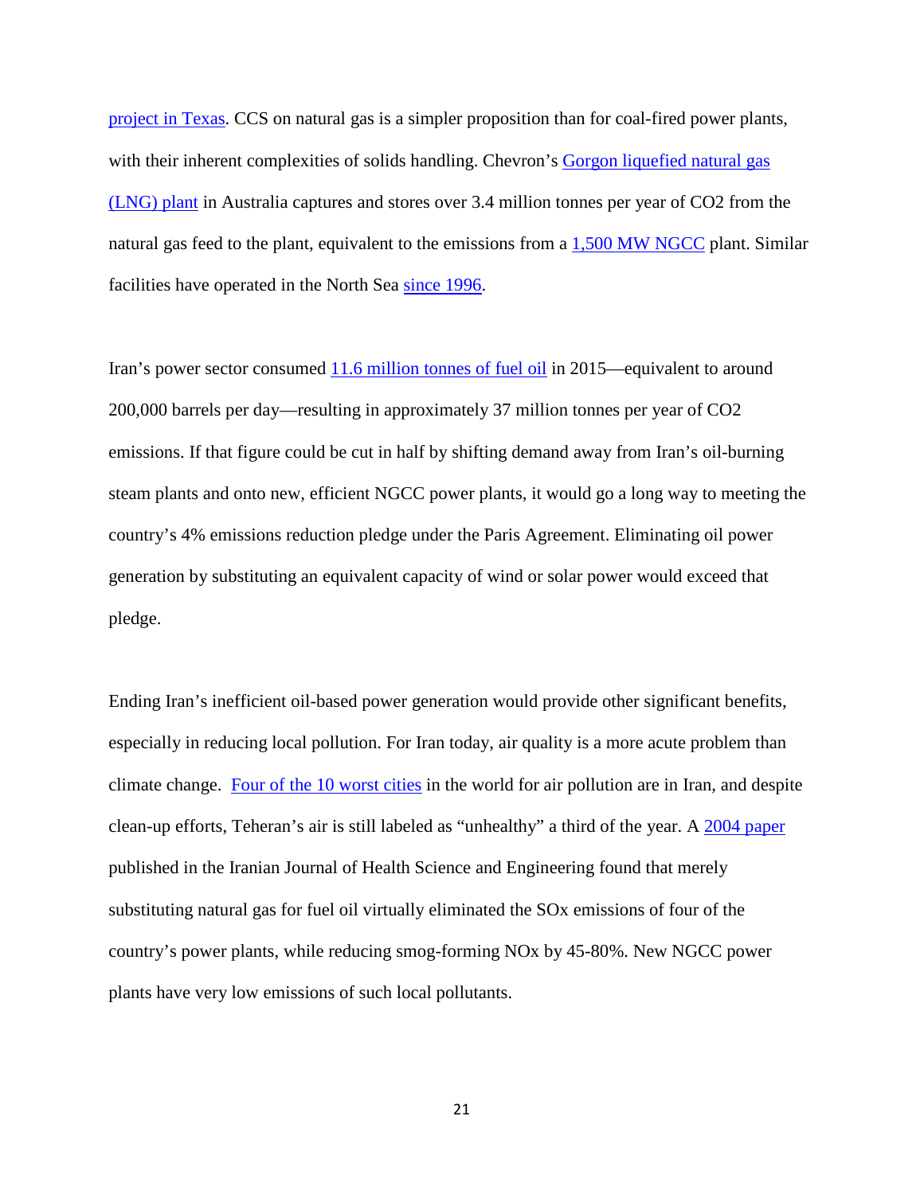project in Texas. CCS on natural gas is a simpler proposition than for coal-fired power plants, with their inherent complexities of solids handling. Chevron's Gorgon liquefied natural gas (LNG) plant in Australia captures and stores over 3.4 million tonnes per year of $CO_2$ from the natural gas feed to the plant, equivalent to the emissions from a 1,500 MW NGCC plant. Similar facilities have operated in the North Sea since 1996.

Iran's power sector consumed 11.6 million tonnes of fuel oil in 2015—equivalent to around 200,000 barrels per day—resulting in approximately 37 million tonnes per year of $CO_2$ emissions. If that figure could be cut in half by shifting demand away from Iran's oil-burning steam plants and onto new, efficient NGCC power plants, it would go a long way to meeting the country's 4% emissions reduction pledge under the Paris Agreement. Eliminating oil power generation by substituting an equivalent capacity of wind or solar power would exceed that pledge.

Ending Iran's inefficient oil-based power generation would provide other significant benefits, especially in reducing local pollution. For Iran today, air quality is a more acute problem than climate change. Four of the 10 worst cities in the world for air pollution are in Iran, and despite clean-up efforts, Teheran's air is still labeled as "unhealthy" a third of the year. A 2004 paper published in the Iranian Journal of Health Science and Engineering found that merely substituting natural gas for fuel oil virtually eliminated the $SO_x$ emissions of four of the country's power plants, while reducing smog-forming $NO_x$ by 45-80%. New NGCC power plants have very low emissions of such local pollutants.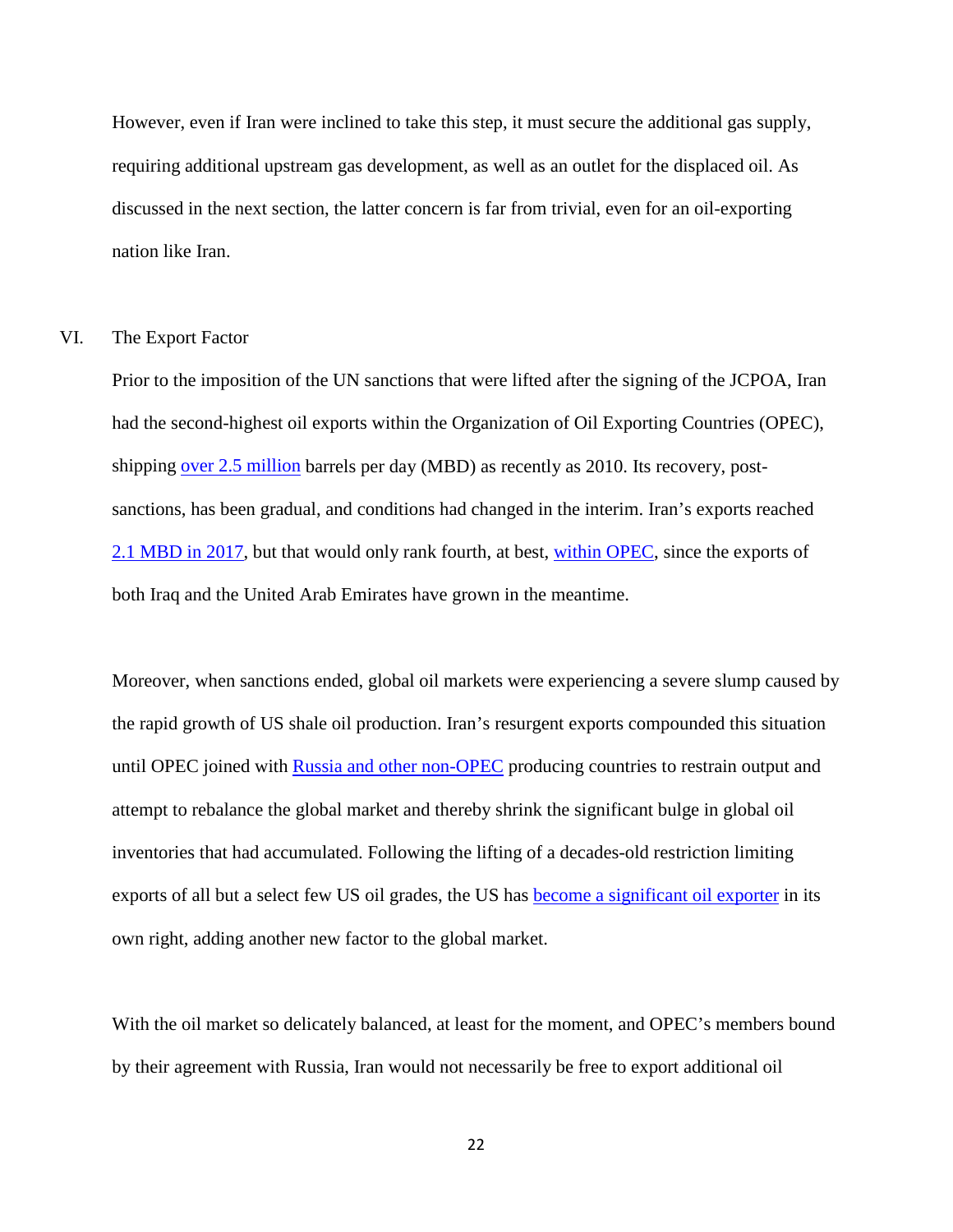However, even if Iran were inclined to take this step, it must secure the additional gas supply, requiring additional upstream gas development, as well as an outlet for the displaced oil. As discussed in the next section, the latter concern is far from trivial, even for an oil-exporting nation like Iran.

## VI. The Export Factor

Prior to the imposition of the UN sanctions that were lifted after the signing of the JCPOA, Iran had the second-highest oil exports within the Organization of Oil Exporting Countries (OPEC), shipping over 2.5 million barrels per day (MBD) as recently as 2010. Its recovery, post-sanctions, has been gradual, and conditions had changed in the interim. Iran's exports reached 2.1 MBD in 2017, but that would only rank fourth, at best, within OPEC, since the exports of both Iraq and the United Arab Emirates have grown in the meantime.

Moreover, when sanctions ended, global oil markets were experiencing a severe slump caused by the rapid growth of US shale oil production. Iran's resurgent exports compounded this situation until OPEC joined with Russia and other non-OPEC producing countries to restrain output and attempt to rebalance the global market and thereby shrink the significant bulge in global oil inventories that had accumulated. Following the lifting of a decades-old restriction limiting exports of all but a select few US oil grades, the US has become a significant oil exporter in its own right, adding another new factor to the global market.

With the oil market so delicately balanced, at least for the moment, and OPEC's members bound by their agreement with Russia, Iran would not necessarily be free to export additional oil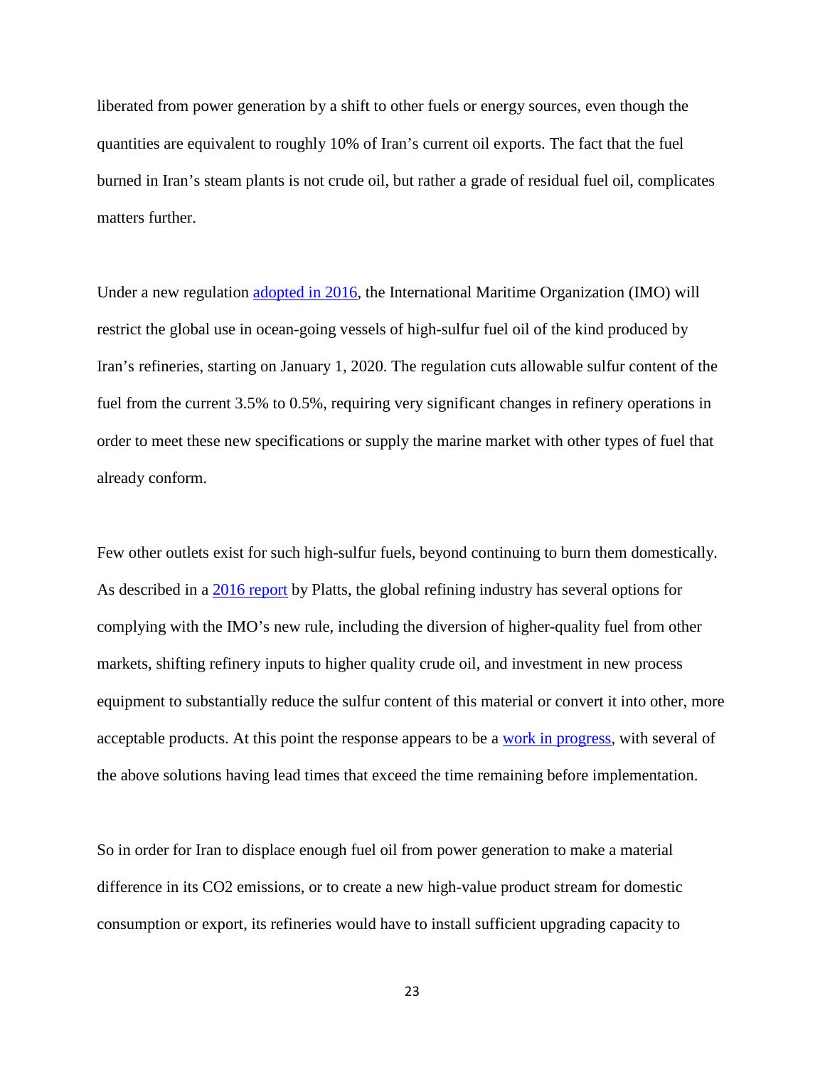liberated from power generation by a shift to other fuels or energy sources, even though the quantities are equivalent to roughly 10% of Iran's current oil exports. The fact that the fuel burned in Iran's steam plants is not crude oil, but rather a grade of residual fuel oil, complicates matters further.

Under a new regulation adopted in 2016, the International Maritime Organization (IMO) will restrict the global use in ocean-going vessels of high-sulfur fuel oil of the kind produced by Iran's refineries, starting on January 1, 2020. The regulation cuts allowable sulfur content of the fuel from the current 3.5% to 0.5%, requiring very significant changes in refinery operations in order to meet these new specifications or supply the marine market with other types of fuel that already conform.

Few other outlets exist for such high-sulfur fuels, beyond continuing to burn them domestically. As described in a 2016 report by Platts, the global refining industry has several options for complying with the IMO's new rule, including the diversion of higher-quality fuel from other markets, shifting refinery inputs to higher quality crude oil, and investment in new process equipment to substantially reduce the sulfur content of this material or convert it into other, more acceptable products. At this point the response appears to be a work in progress, with several of the above solutions having lead times that exceed the time remaining before implementation.

So in order for Iran to displace enough fuel oil from power generation to make a material difference in its $CO_2$ emissions, or to create a new high-value product stream for domestic consumption or export, its refineries would have to install sufficient upgrading capacity to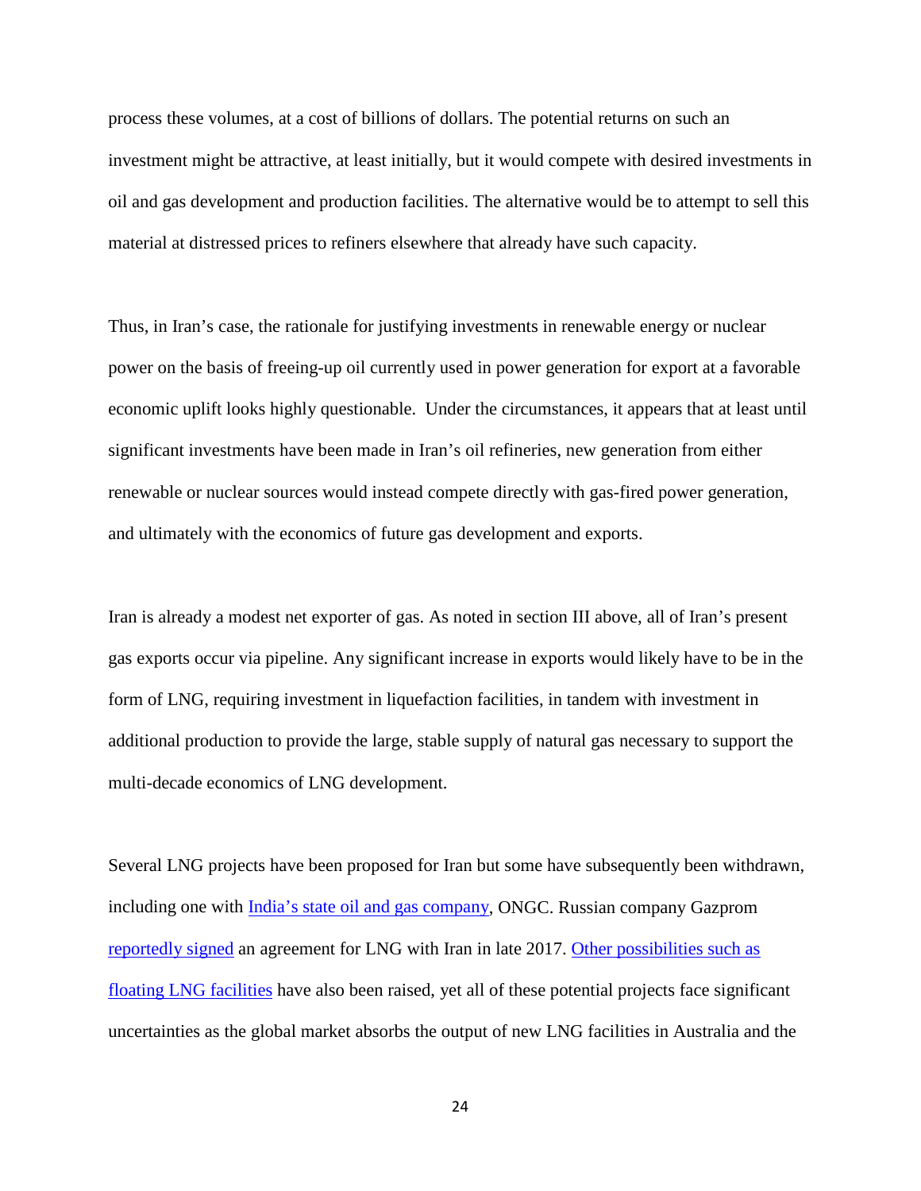process these volumes, at a cost of billions of dollars. The potential returns on such an investment might be attractive, at least initially, but it would compete with desired investments in oil and gas development and production facilities. The alternative would be to attempt to sell this material at distressed prices to refiners elsewhere that already have such capacity.

Thus, in Iran's case, the rationale for justifying investments in renewable energy or nuclear power on the basis of freeing-up oil currently used in power generation for export at a favorable economic uplift looks highly questionable. Under the circumstances, it appears that at least until significant investments have been made in Iran's oil refineries, new generation from either renewable or nuclear sources would instead compete directly with gas-fired power generation, and ultimately with the economics of future gas development and exports.

Iran is already a modest net exporter of gas. As noted in section III above, all of Iran's present gas exports occur via pipeline. Any significant increase in exports would likely have to be in the form of LNG, requiring investment in liquefaction facilities, in tandem with investment in additional production to provide the large, stable supply of natural gas necessary to support the multi-decade economics of LNG development.

Several LNG projects have been proposed for Iran but some have subsequently been withdrawn, including one with India's state oil and gas company, ONGC. Russian company Gazprom reportedly signed an agreement for LNG with Iran in late 2017. Other possibilities such as floating LNG facilities have also been raised, yet all of these potential projects face significant uncertainties as the global market absorbs the output of new LNG facilities in Australia and the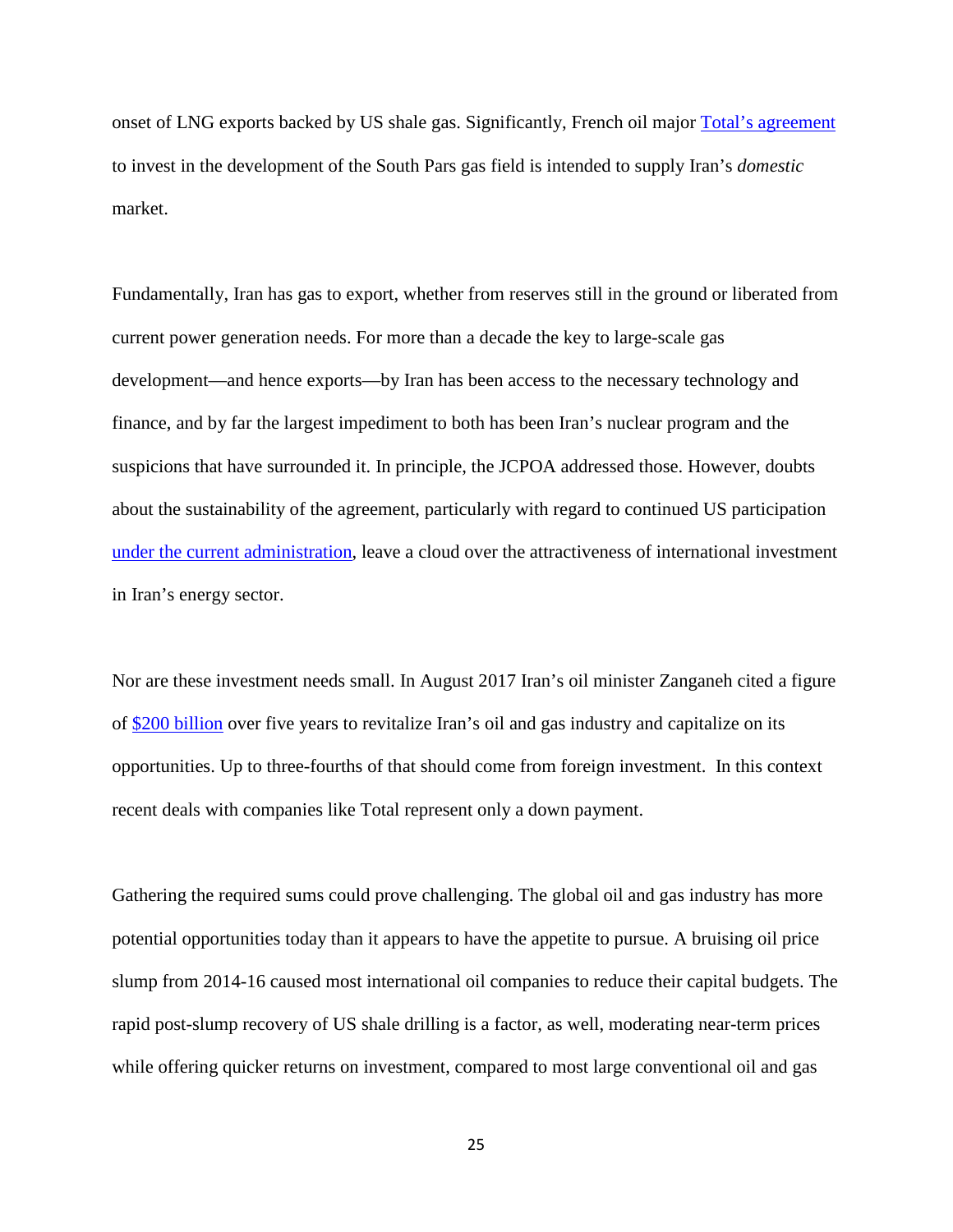onset of LNG exports backed by US shale gas. Significantly, French oil major Total's agreement to invest in the development of the South Pars gas field is intended to supply Iran's *domestic* market.

Fundamentally, Iran has gas to export, whether from reserves still in the ground or liberated from current power generation needs. For more than a decade the key to large-scale gas development—and hence exports—by Iran has been access to the necessary technology and finance, and by far the largest impediment to both has been Iran's nuclear program and the suspicions that have surrounded it. In principle, the JCPOA addressed those. However, doubts about the sustainability of the agreement, particularly with regard to continued US participation under the current administration, leave a cloud over the attractiveness of international investment in Iran's energy sector.

Nor are these investment needs small. In August 2017 Iran's oil minister Zanganeh cited a figure of $200 billion over five years to revitalize Iran's oil and gas industry and capitalize on its opportunities. Up to three-fourths of that should come from foreign investment. In this context recent deals with companies like Total represent only a down payment.

Gathering the required sums could prove challenging. The global oil and gas industry has more potential opportunities today than it appears to have the appetite to pursue. A bruising oil price slump from 2014-16 caused most international oil companies to reduce their capital budgets. The rapid post-slump recovery of US shale drilling is a factor, as well, moderating near-term prices while offering quicker returns on investment, compared to most large conventional oil and gas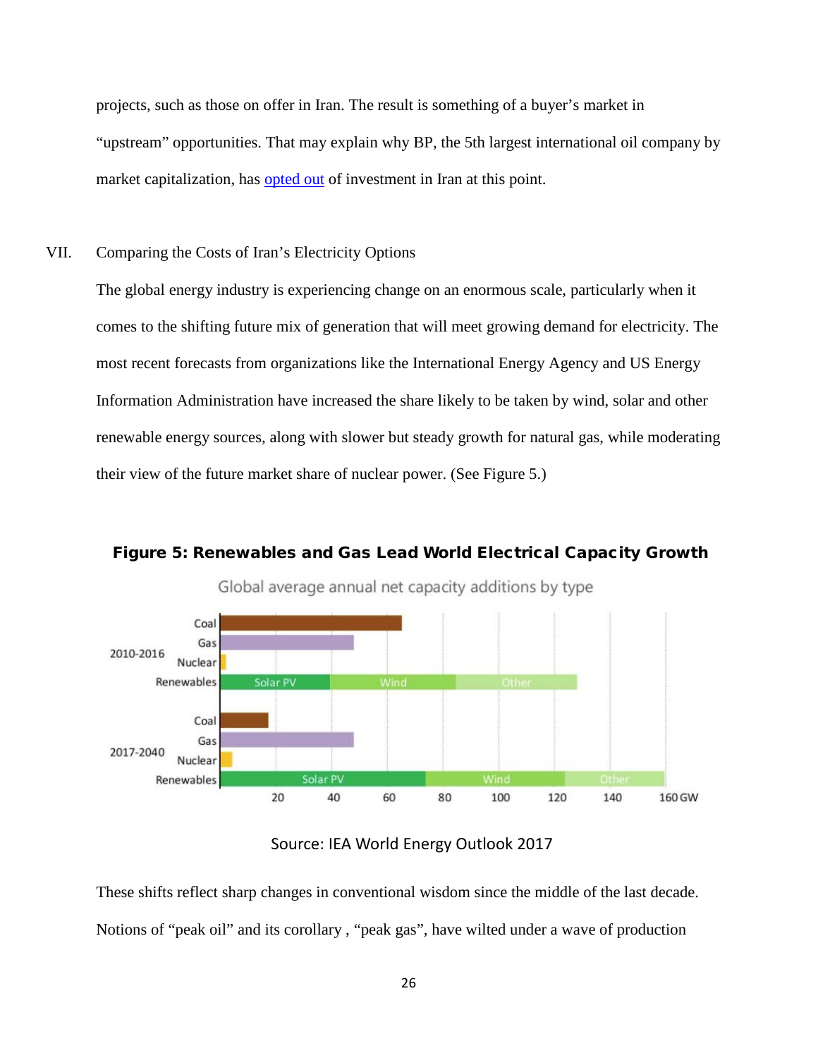projects, such as those on offer in Iran. The result is something of a buyer's market in "upstream" opportunities. That may explain why BP, the 5th largest international oil company by market capitalization, has opted out of investment in Iran at this point.

## VII. Comparing the Costs of Iran's Electricity Options

The global energy industry is experiencing change on an enormous scale, particularly when it comes to the shifting future mix of generation that will meet growing demand for electricity. The most recent forecasts from organizations like the International Energy Agency and US Energy Information Administration have increased the share likely to be taken by wind, solar and other renewable energy sources, along with slower but steady growth for natural gas, while moderating their view of the future market share of nuclear power. (See Figure 5.)

**Figure 5: Renewables and Gas Lead World Electrical Capacity Growth**

Global average annual net capacity additions by type

2010-2016
Coal
Gas
Nuclear
Renewables: Solar PV, Wind, Other

2017-2040
Coal
Gas
Nuclear
Renewables: Solar PV, Wind, Other

20 40 60 80 100 120 140 160 GW

Source: IEA World Energy Outlook 2017

These shifts reflect sharp changes in conventional wisdom since the middle of the last decade. Notions of "peak oil" and its corollary , "peak gas", have wilted under a wave of production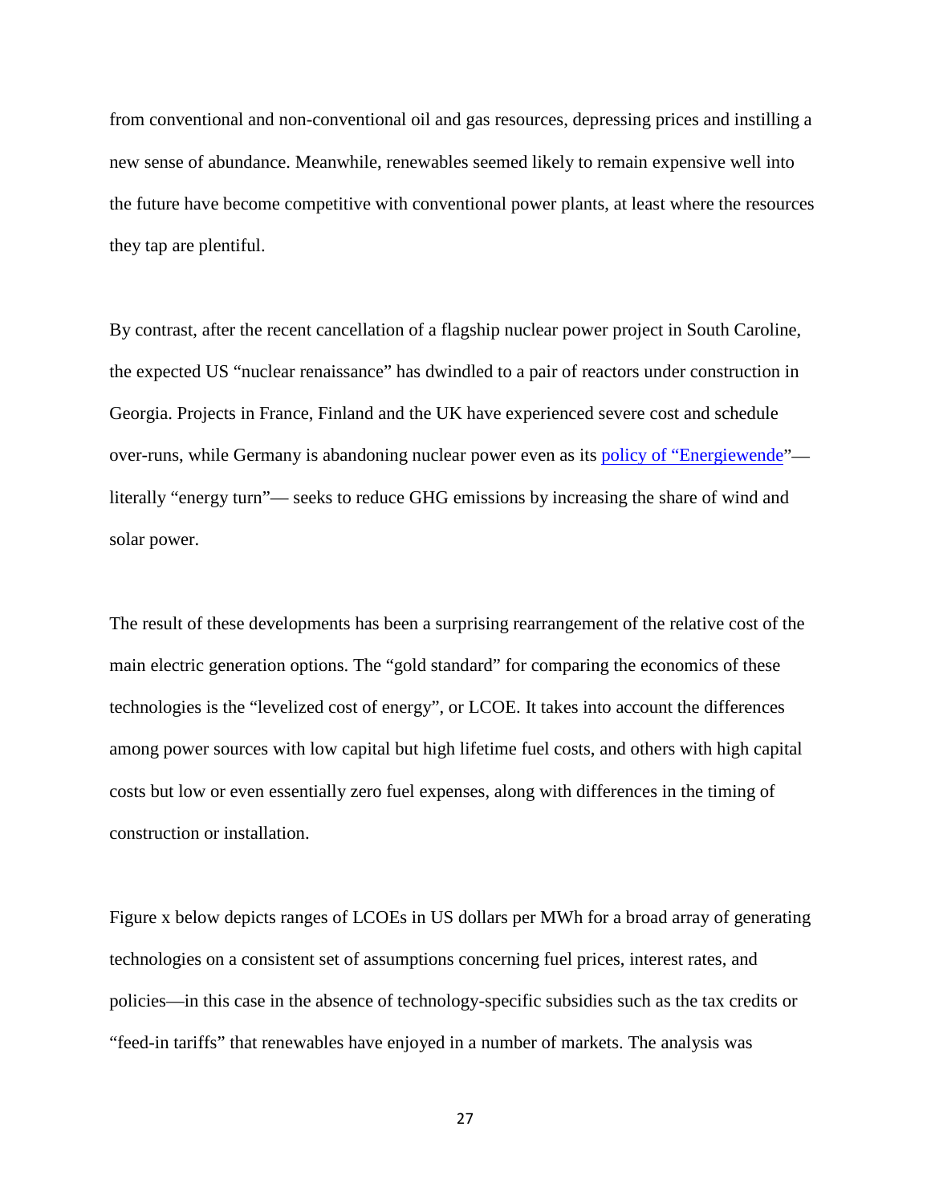from conventional and non-conventional oil and gas resources, depressing prices and instilling a new sense of abundance. Meanwhile, renewables seemed likely to remain expensive well into the future have become competitive with conventional power plants, at least where the resources they tap are plentiful.

By contrast, after the recent cancellation of a flagship nuclear power project in South Caroline, the expected US "nuclear renaissance" has dwindled to a pair of reactors under construction in Georgia. Projects in France, Finland and the UK have experienced severe cost and schedule over-runs, while Germany is abandoning nuclear power even as its policy of "Energiewende"— literally "energy turn"— seeks to reduce GHG emissions by increasing the share of wind and solar power.

The result of these developments has been a surprising rearrangement of the relative cost of the main electric generation options. The "gold standard" for comparing the economics of these technologies is the "levelized cost of energy", or LCOE. It takes into account the differences among power sources with low capital but high lifetime fuel costs, and others with high capital costs but low or even essentially zero fuel expenses, along with differences in the timing of construction or installation.

Figure x below depicts ranges of LCOEs in US dollars per MWh for a broad array of generating technologies on a consistent set of assumptions concerning fuel prices, interest rates, and policies—in this case in the absence of technology-specific subsidies such as the tax credits or "feed-in tariffs" that renewables have enjoyed in a number of markets. The analysis was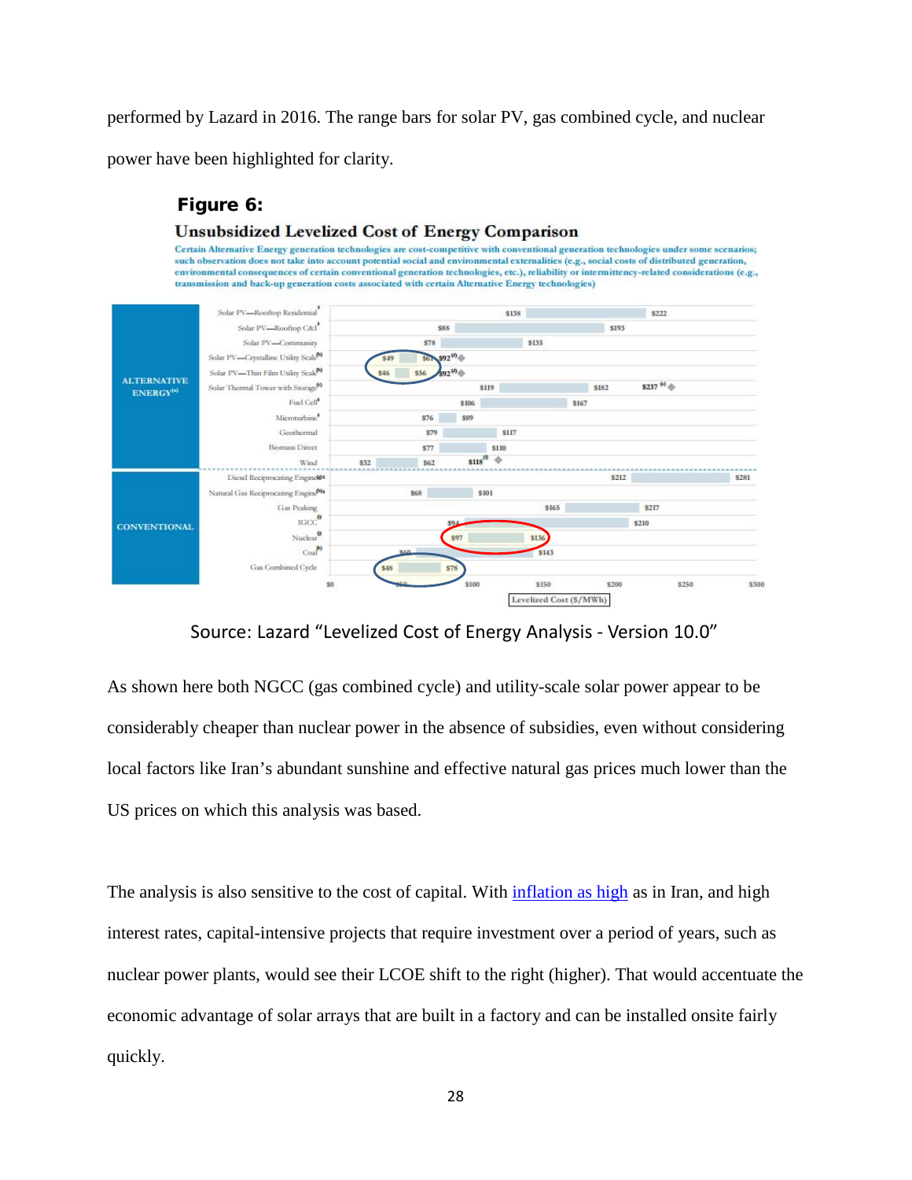performed by Lazard in 2016. The range bars for solar PV, gas combined cycle, and nuclear power have been highlighted for clarity.

**Figure 6:**

**Unsubsidized Levelized Cost of Energy Comparison**

Certain Alternative Energy generation technologies are cost-competitive with conventional generation technologies under some scenarios; such observation does not take into account potential social and environmental externalities (e.g., social costs of distributed generation, environmental consequences of certain conventional generation technologies, etc.), reliability or intermittency-related considerations (e.g., transmission and back-up generation costs associated with certain Alternative Energy technologies)

ALTERNATIVE ENERGY

Solar PV—Rooftop Residential $138 $222

Solar PV—Rooftop C&I $88 $193

Solar PV—Community $78 $135

Solar PV—Crystalline Utility Scale $49 $61 $92

Solar PV—Thin Film Utility Scale $46 $56 $92

Solar Thermal Tower with Storage $119 $182 $237

Fuel Cell $106 $167

Microturbine $76 $89

Geothermal $79 $117

Biomass Direct $77 $110

Wind $32 $62 $118

CONVENTIONAL

Diesel Reciprocating Engine $212 $281

Natural Gas Reciprocating Engine $68 $101

Gas Peaking $165 $217

IGCC $94 $210

Nuclear $97 $136

Coal $60 $143

Gas Combined Cycle $48 $78

$0 $50 $100 $150 $200 $250 $300

Levelized Cost ($/MWh)

Source: Lazard "Levelized Cost of Energy Analysis - Version 10.0"

As shown here both NGCC (gas combined cycle) and utility-scale solar power appear to be considerably cheaper than nuclear power in the absence of subsidies, even without considering local factors like Iran's abundant sunshine and effective natural gas prices much lower than the US prices on which this analysis was based.

The analysis is also sensitive to the cost of capital. With inflation as high as in Iran, and high interest rates, capital-intensive projects that require investment over a period of years, such as nuclear power plants, would see their LCOE shift to the right (higher). That would accentuate the economic advantage of solar arrays that are built in a factory and can be installed onsite fairly quickly.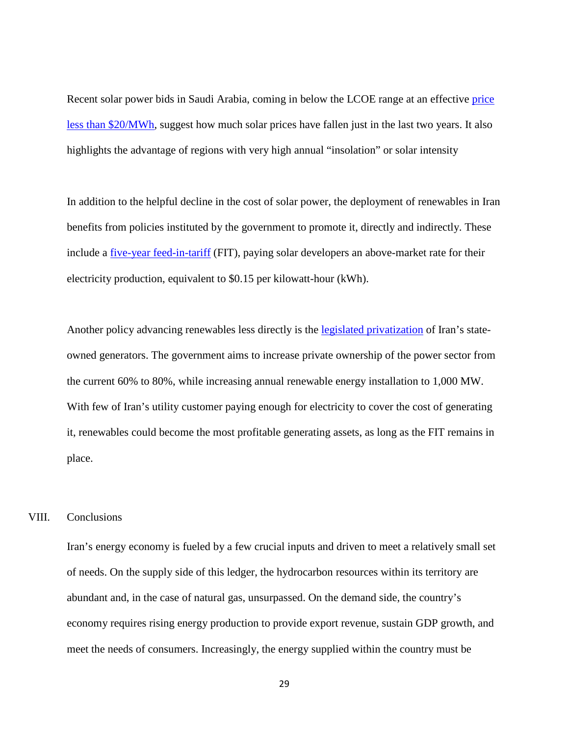Recent solar power bids in Saudi Arabia, coming in below the LCOE range at an effective price less than $20/MWh, suggest how much solar prices have fallen just in the last two years. It also highlights the advantage of regions with very high annual "insolation" or solar intensity

In addition to the helpful decline in the cost of solar power, the deployment of renewables in Iran benefits from policies instituted by the government to promote it, directly and indirectly. These include a five-year feed-in-tariff (FIT), paying solar developers an above-market rate for their electricity production, equivalent to $0.15 per kilowatt-hour (kWh).

Another policy advancing renewables less directly is the legislated privatization of Iran's state-owned generators. The government aims to increase private ownership of the power sector from the current 60% to 80%, while increasing annual renewable energy installation to 1,000 MW. With few of Iran's utility customer paying enough for electricity to cover the cost of generating it, renewables could become the most profitable generating assets, as long as the FIT remains in place.

## VIII. Conclusions

Iran's energy economy is fueled by a few crucial inputs and driven to meet a relatively small set of needs. On the supply side of this ledger, the hydrocarbon resources within its territory are abundant and, in the case of natural gas, unsurpassed. On the demand side, the country's economy requires rising energy production to provide export revenue, sustain GDP growth, and meet the needs of consumers. Increasingly, the energy supplied within the country must be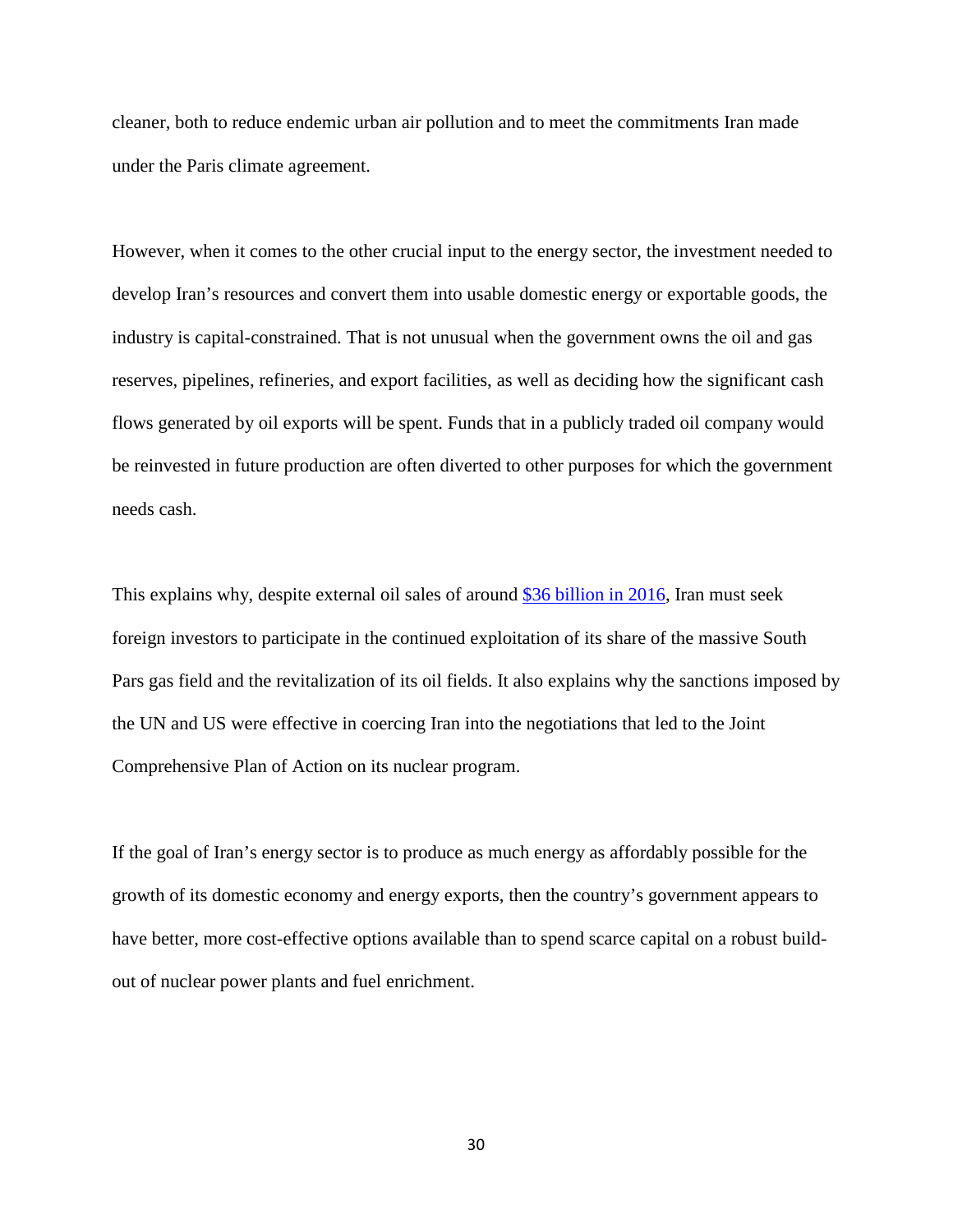cleaner, both to reduce endemic urban air pollution and to meet the commitments Iran made under the Paris climate agreement.

However, when it comes to the other crucial input to the energy sector, the investment needed to develop Iran's resources and convert them into usable domestic energy or exportable goods, the industry is capital-constrained. That is not unusual when the government owns the oil and gas reserves, pipelines, refineries, and export facilities, as well as deciding how the significant cash flows generated by oil exports will be spent. Funds that in a publicly traded oil company would be reinvested in future production are often diverted to other purposes for which the government needs cash.

This explains why, despite external oil sales of around [$36 billion in 2016](), Iran must seek foreign investors to participate in the continued exploitation of its share of the massive South Pars gas field and the revitalization of its oil fields. It also explains why the sanctions imposed by the UN and US were effective in coercing Iran into the negotiations that led to the Joint Comprehensive Plan of Action on its nuclear program.

If the goal of Iran's energy sector is to produce as much energy as affordably possible for the growth of its domestic economy and energy exports, then the country's government appears to have better, more cost-effective options available than to spend scarce capital on a robust build-out of nuclear power plants and fuel enrichment.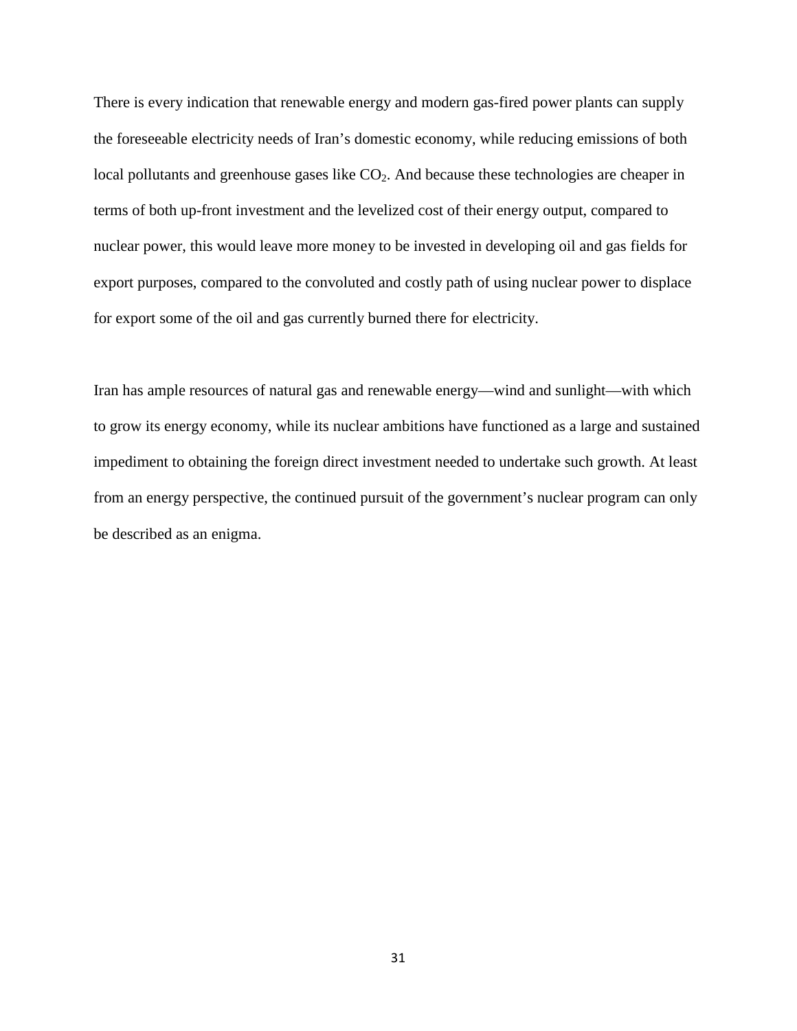There is every indication that renewable energy and modern gas-fired power plants can supply the foreseeable electricity needs of Iran's domestic economy, while reducing emissions of both local pollutants and greenhouse gases like $CO_2$. And because these technologies are cheaper in terms of both up-front investment and the levelized cost of their energy output, compared to nuclear power, this would leave more money to be invested in developing oil and gas fields for export purposes, compared to the convoluted and costly path of using nuclear power to displace for export some of the oil and gas currently burned there for electricity.

Iran has ample resources of natural gas and renewable energy—wind and sunlight—with which to grow its energy economy, while its nuclear ambitions have functioned as a large and sustained impediment to obtaining the foreign direct investment needed to undertake such growth. At least from an energy perspective, the continued pursuit of the government's nuclear program can only be described as an enigma.